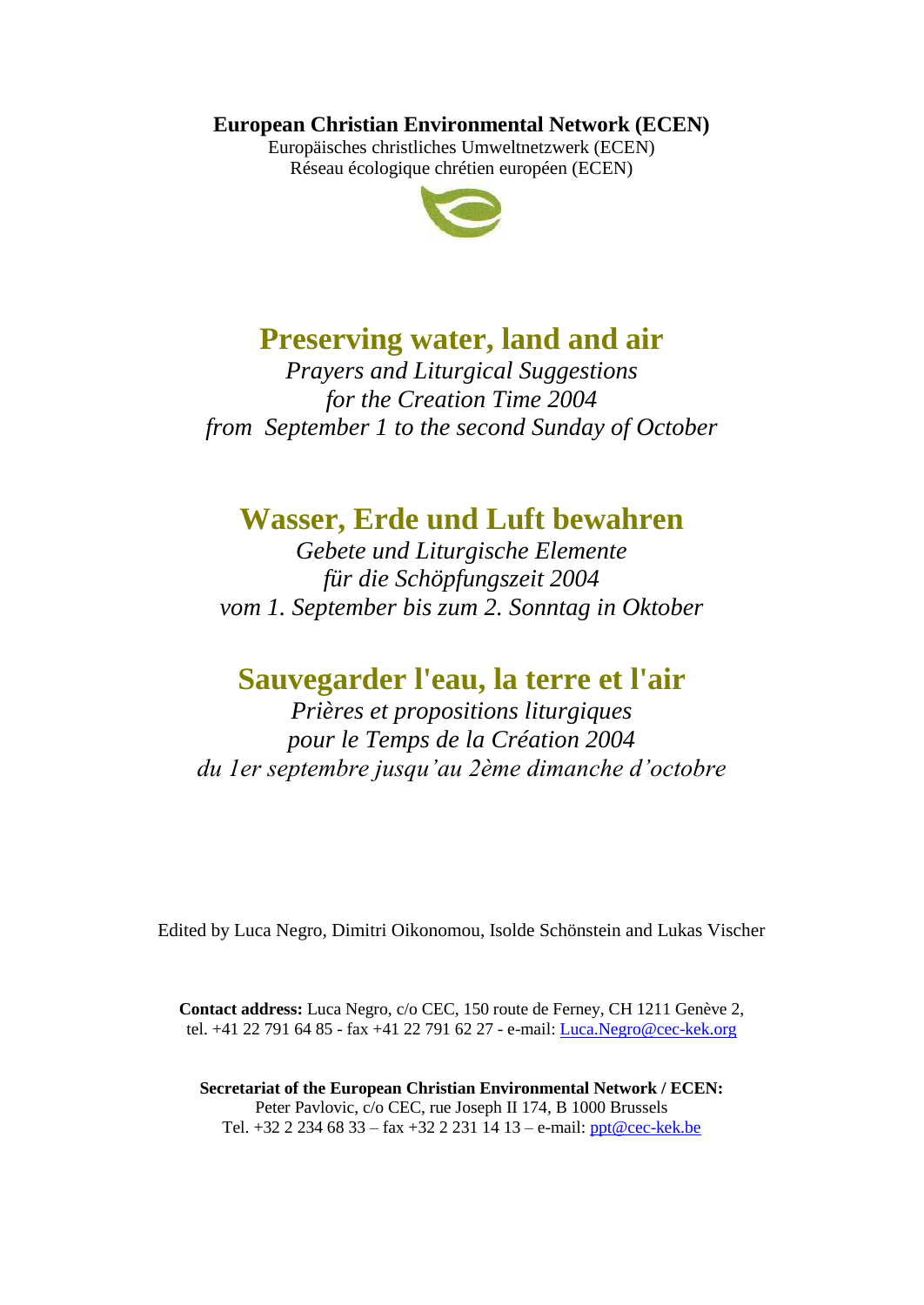**European Christian Environmental Network (ECEN)**

Europäisches christliches Umweltnetzwerk (ECEN)

Réseau écologique chrétien européen (ECEN)

# Preserving water, land and air

*Prayers and Liturgical Suggestions*
*for the Creation Time 2004*
*from September 1 to the second Sunday of October*

# Wasser, Erde und Luft bewahren

*Gebete und Liturgische Elemente*
*für die Schöpfungszeit 2004*
*vom 1. September bis zum 2. Sonntag in Oktober*

# Sauvegarder l'eau, la terre et l'air

*Prières et propositions liturgiques*
*pour le Temps de la Création 2004*
*du 1er septembre jusqu'au 2ème dimanche d'octobre*

Edited by Luca Negro, Dimitri Oikonomou, Isolde Schönstein and Lukas Vischer

**Contact address:** Luca Negro, c/o CEC, 150 route de Ferney, CH 1211 Genève 2, tel. +41 22 791 64 85 - fax +41 22 791 62 27 - e-mail: Luca.Negro@cec-kek.org

**Secretariat of the European Christian Environmental Network / ECEN:**
Peter Pavlovic, c/o CEC, rue Joseph II 174, B 1000 Brussels
Tel. +32 2 234 68 33 – fax +32 2 231 14 13 – e-mail: ppt@cec-kek.be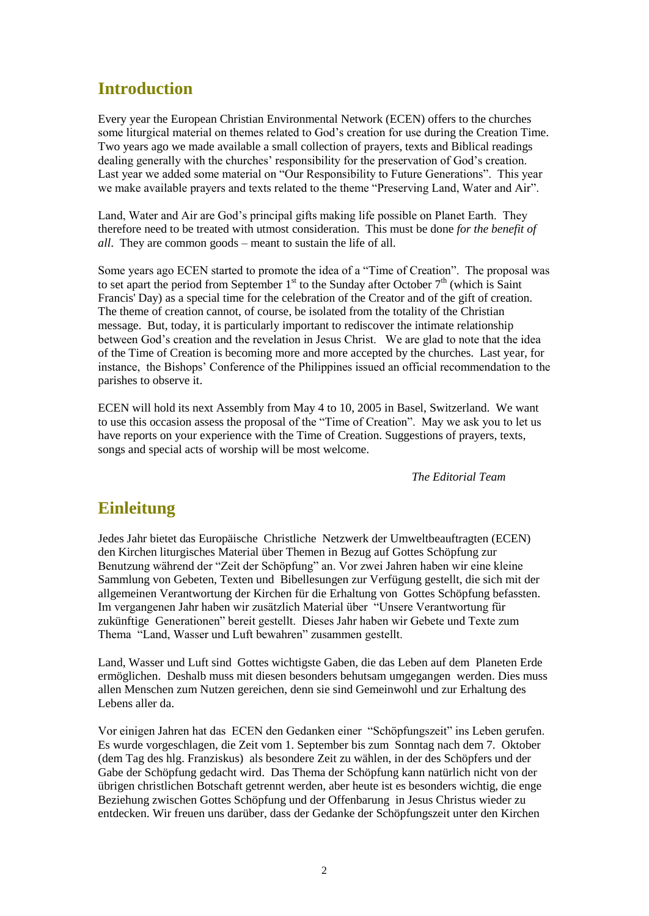## Introduction

Every year the European Christian Environmental Network (ECEN) offers to the churches some liturgical material on themes related to God's creation for use during the Creation Time. Two years ago we made available a small collection of prayers, texts and Biblical readings dealing generally with the churches' responsibility for the preservation of God's creation. Last year we added some material on "Our Responsibility to Future Generations". This year we make available prayers and texts related to the theme "Preserving Land, Water and Air".

Land, Water and Air are God's principal gifts making life possible on Planet Earth. They therefore need to be treated with utmost consideration. This must be done *for the benefit of all*. They are common goods – meant to sustain the life of all.

Some years ago ECEN started to promote the idea of a "Time of Creation". The proposal was to set apart the period from September 1st to the Sunday after October 7th (which is Saint Francis' Day) as a special time for the celebration of the Creator and of the gift of creation. The theme of creation cannot, of course, be isolated from the totality of the Christian message. But, today, it is particularly important to rediscover the intimate relationship between God's creation and the revelation in Jesus Christ. We are glad to note that the idea of the Time of Creation is becoming more and more accepted by the churches. Last year, for instance, the Bishops' Conference of the Philippines issued an official recommendation to the parishes to observe it.

ECEN will hold its next Assembly from May 4 to 10, 2005 in Basel, Switzerland. We want to use this occasion assess the proposal of the "Time of Creation". May we ask you to let us have reports on your experience with the Time of Creation. Suggestions of prayers, texts, songs and special acts of worship will be most welcome.

*The Editorial Team*

## Einleitung

Jedes Jahr bietet das Europäische Christliche Netzwerk der Umweltbeauftragten (ECEN) den Kirchen liturgisches Material über Themen in Bezug auf Gottes Schöpfung zur Benutzung während der "Zeit der Schöpfung" an. Vor zwei Jahren haben wir eine kleine Sammlung von Gebeten, Texten und Bibellesungen zur Verfügung gestellt, die sich mit der allgemeinen Verantwortung der Kirchen für die Erhaltung von Gottes Schöpfung befassten. Im vergangenen Jahr haben wir zusätzlich Material über "Unsere Verantwortung für zukünftige Generationen" bereit gestellt. Dieses Jahr haben wir Gebete und Texte zum Thema "Land, Wasser und Luft bewahren" zusammen gestellt.

Land, Wasser und Luft sind Gottes wichtigste Gaben, die das Leben auf dem Planeten Erde ermöglichen. Deshalb muss mit diesen besonders behutsam umgegangen werden. Dies muss allen Menschen zum Nutzen gereichen, denn sie sind Gemeinwohl und zur Erhaltung des Lebens aller da.

Vor einigen Jahren hat das ECEN den Gedanken einer "Schöpfungszeit" ins Leben gerufen. Es wurde vorgeschlagen, die Zeit vom 1. September bis zum Sonntag nach dem 7. Oktober (dem Tag des hlg. Franziskus) als besondere Zeit zu wählen, in der des Schöpfers und der Gabe der Schöpfung gedacht wird. Das Thema der Schöpfung kann natürlich nicht von der übrigen christlichen Botschaft getrennt werden, aber heute ist es besonders wichtig, die enge Beziehung zwischen Gottes Schöpfung und der Offenbarung in Jesus Christus wieder zu entdecken. Wir freuen uns darüber, dass der Gedanke der Schöpfungszeit unter den Kirchen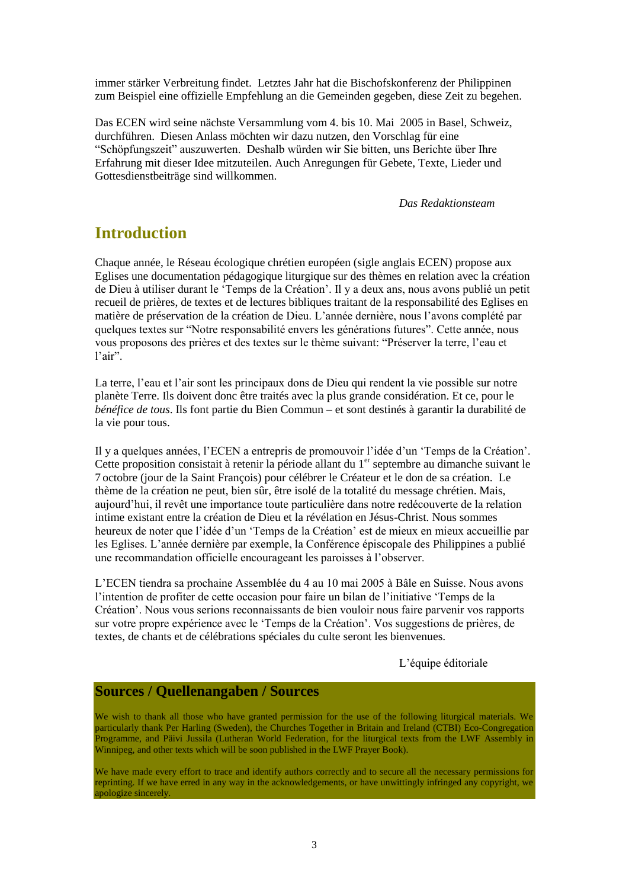immer stärker Verbreitung findet. Letztes Jahr hat die Bischofskonferenz der Philippinen zum Beispiel eine offizielle Empfehlung an die Gemeinden gegeben, diese Zeit zu begehen.

Das ECEN wird seine nächste Versammlung vom 4. bis 10. Mai 2005 in Basel, Schweiz, durchführen. Diesen Anlass möchten wir dazu nutzen, den Vorschlag für eine "Schöpfungszeit" auszuwerten. Deshalb würden wir Sie bitten, uns Berichte über Ihre Erfahrung mit dieser Idee mitzuteilen. Auch Anregungen für Gebete, Texte, Lieder und Gottesdienstbeiträge sind willkommen.

*Das Redaktionsteam*

## Introduction

Chaque année, le Réseau écologique chrétien européen (sigle anglais ECEN) propose aux Eglises une documentation pédagogique liturgique sur des thèmes en relation avec la création de Dieu à utiliser durant le 'Temps de la Création'. Il y a deux ans, nous avons publié un petit recueil de prières, de textes et de lectures bibliques traitant de la responsabilité des Eglises en matière de préservation de la création de Dieu. L'année dernière, nous l'avons complété par quelques textes sur "Notre responsabilité envers les générations futures". Cette année, nous vous proposons des prières et des textes sur le thème suivant: "Préserver la terre, l'eau et l'air".

La terre, l'eau et l'air sont les principaux dons de Dieu qui rendent la vie possible sur notre planète Terre. Ils doivent donc être traités avec la plus grande considération. Et ce, pour le *bénéfice de tous*. Ils font partie du Bien Commun – et sont destinés à garantir la durabilité de la vie pour tous.

Il y a quelques années, l'ECEN a entrepris de promouvoir l'idée d'un 'Temps de la Création'. Cette proposition consistait à retenir la période allant du 1er septembre au dimanche suivant le 7 octobre (jour de la Saint François) pour célébrer le Créateur et le don de sa création. Le thème de la création ne peut, bien sûr, être isolé de la totalité du message chrétien. Mais, aujourd'hui, il revêt une importance toute particulière dans notre redécouverte de la relation intime existant entre la création de Dieu et la révélation en Jésus-Christ. Nous sommes heureux de noter que l'idée d'un 'Temps de la Création' est de mieux en mieux accueillie par les Eglises. L'année dernière par exemple, la Conférence épiscopale des Philippines a publié une recommandation officielle encourageant les paroisses à l'observer.

L'ECEN tiendra sa prochaine Assemblée du 4 au 10 mai 2005 à Bâle en Suisse. Nous avons l'intention de profiter de cette occasion pour faire un bilan de l'initiative 'Temps de la Création'. Nous vous serions reconnaissants de bien vouloir nous faire parvenir vos rapports sur votre propre expérience avec le 'Temps de la Création'. Vos suggestions de prières, de textes, de chants et de célébrations spéciales du culte seront les bienvenues.

L'équipe éditoriale

## Sources / Quellenangaben / Sources

We wish to thank all those who have granted permission for the use of the following liturgical materials. We particularly thank Per Harling (Sweden), the Churches Together in Britain and Ireland (CTBI) Eco-Congregation Programme, and Päivi Jussila (Lutheran World Federation, for the liturgical texts from the LWF Assembly in Winnipeg, and other texts which will be soon published in the LWF Prayer Book).

We have made every effort to trace and identify authors correctly and to secure all the necessary permissions for reprinting. If we have erred in any way in the acknowledgements, or have unwittingly infringed any copyright, we apologize sincerely.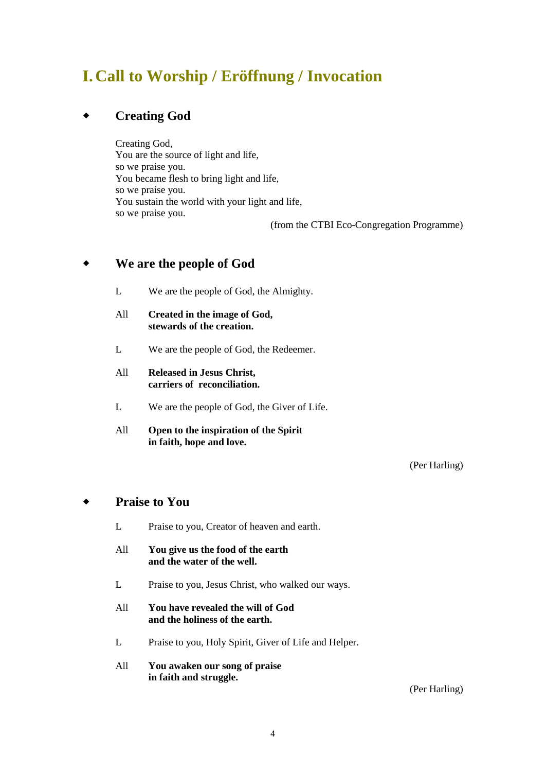# I. Call to Worship / Eröffnung / Invocation

## Creating God

Creating God,
You are the source of light and life,
so we praise you.
You became flesh to bring light and life,
so we praise you.
You sustain the world with your light and life,
so we praise you.

(from the CTBI Eco-Congregation Programme)

## We are the people of God

L We are the people of God, the Almighty.

All **Created in the image of God,**
**stewards of the creation.**

L We are the people of God, the Redeemer.

All **Released in Jesus Christ,**
**carriers of reconciliation.**

L We are the people of God, the Giver of Life.

All **Open to the inspiration of the Spirit**
**in faith, hope and love.**

(Per Harling)

## Praise to You

L Praise to you, Creator of heaven and earth.

All **You give us the food of the earth**
**and the water of the well.**

L Praise to you, Jesus Christ, who walked our ways.

All **You have revealed the will of God**
**and the holiness of the earth.**

L Praise to you, Holy Spirit, Giver of Life and Helper.

All **You awaken our song of praise**
**in faith and struggle.**

(Per Harling)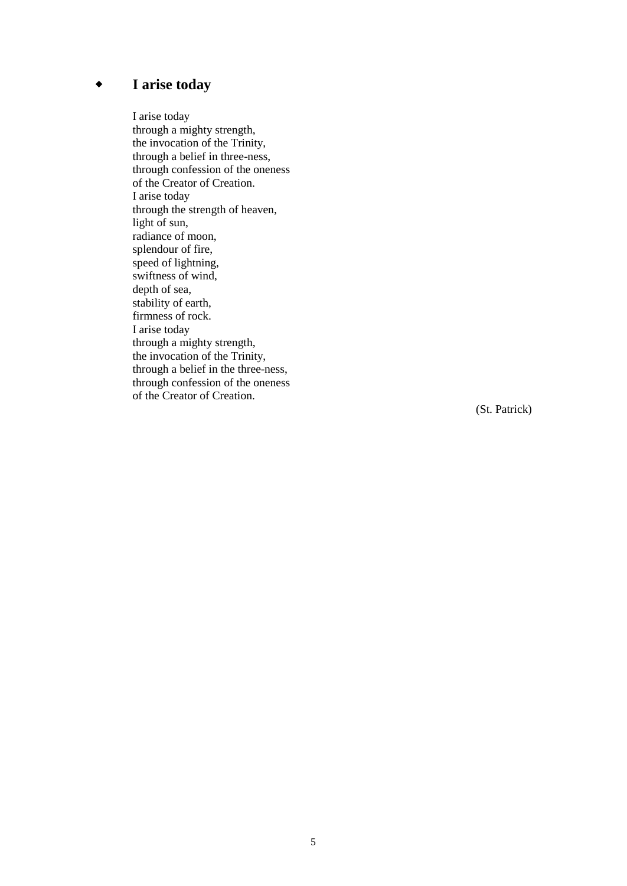## I arise today

I arise today  
through a mighty strength,  
the invocation of the Trinity,  
through a belief in three-ness,  
through confession of the oneness  
of the Creator of Creation.  
I arise today  
through the strength of heaven,  
light of sun,  
radiance of moon,  
splendour of fire,  
speed of lightning,  
swiftness of wind,  
depth of sea,  
stability of earth,  
firmness of rock.  
I arise today  
through a mighty strength,  
the invocation of the Trinity,  
through a belief in the three-ness,  
through confession of the oneness  
of the Creator of Creation.

(St. Patrick)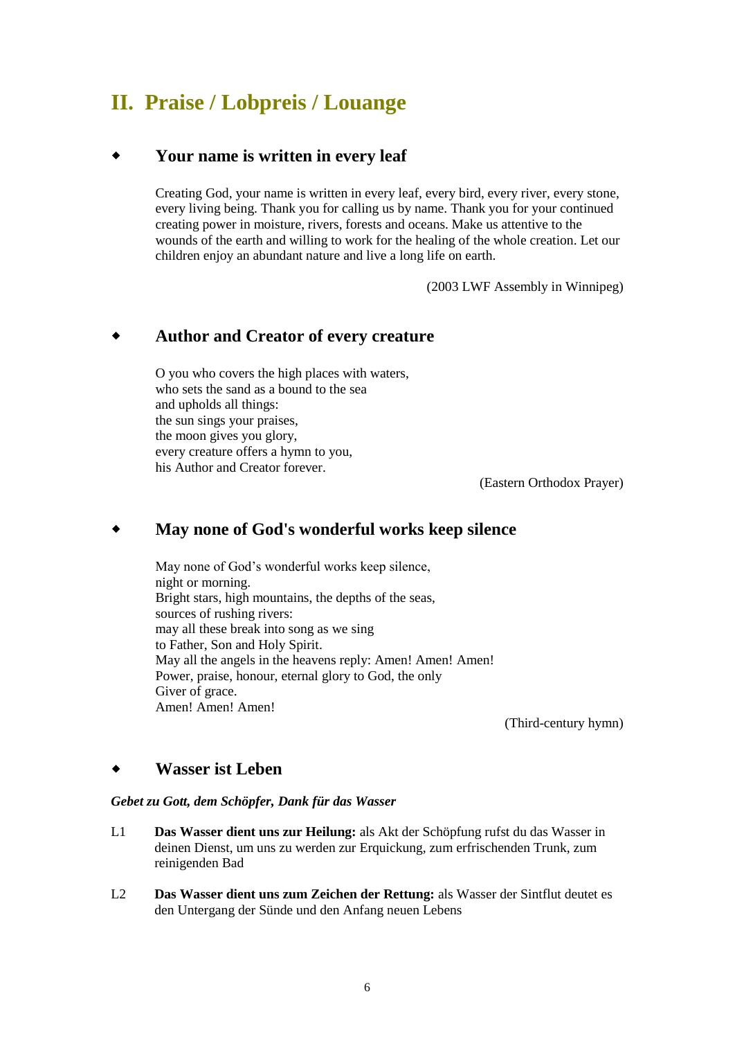# II. Praise / Lobpreis / Louange

### ◆ Your name is written in every leaf

Creating God, your name is written in every leaf, every bird, every river, every stone, every living being. Thank you for calling us by name. Thank you for your continued creating power in moisture, rivers, forests and oceans. Make us attentive to the wounds of the earth and willing to work for the healing of the whole creation. Let our children enjoy an abundant nature and live a long life on earth.

(2003 LWF Assembly in Winnipeg)

### ◆ Author and Creator of every creature

O you who covers the high places with waters,
who sets the sand as a bound to the sea
and upholds all things:
the sun sings your praises,
the moon gives you glory,
every creature offers a hymn to you,
his Author and Creator forever.

(Eastern Orthodox Prayer)

### ◆ May none of God's wonderful works keep silence

May none of God's wonderful works keep silence,
night or morning.
Bright stars, high mountains, the depths of the seas,
sources of rushing rivers:
may all these break into song as we sing
to Father, Son and Holy Spirit.
May all the angels in the heavens reply: Amen! Amen! Amen!
Power, praise, honour, eternal glory to God, the only
Giver of grace.
Amen! Amen! Amen!

(Third-century hymn)

### ◆ Wasser ist Leben

***Gebet zu Gott, dem Schöpfer, Dank für das Wasser***

L1 **Das Wasser dient uns zur Heilung:** als Akt der Schöpfung rufst du das Wasser in deinen Dienst, um uns zu werden zur Erquickung, zum erfrischenden Trunk, zum reinigenden Bad

L2 **Das Wasser dient uns zum Zeichen der Rettung:** als Wasser der Sintflut deutet es den Untergang der Sünde und den Anfang neuen Lebens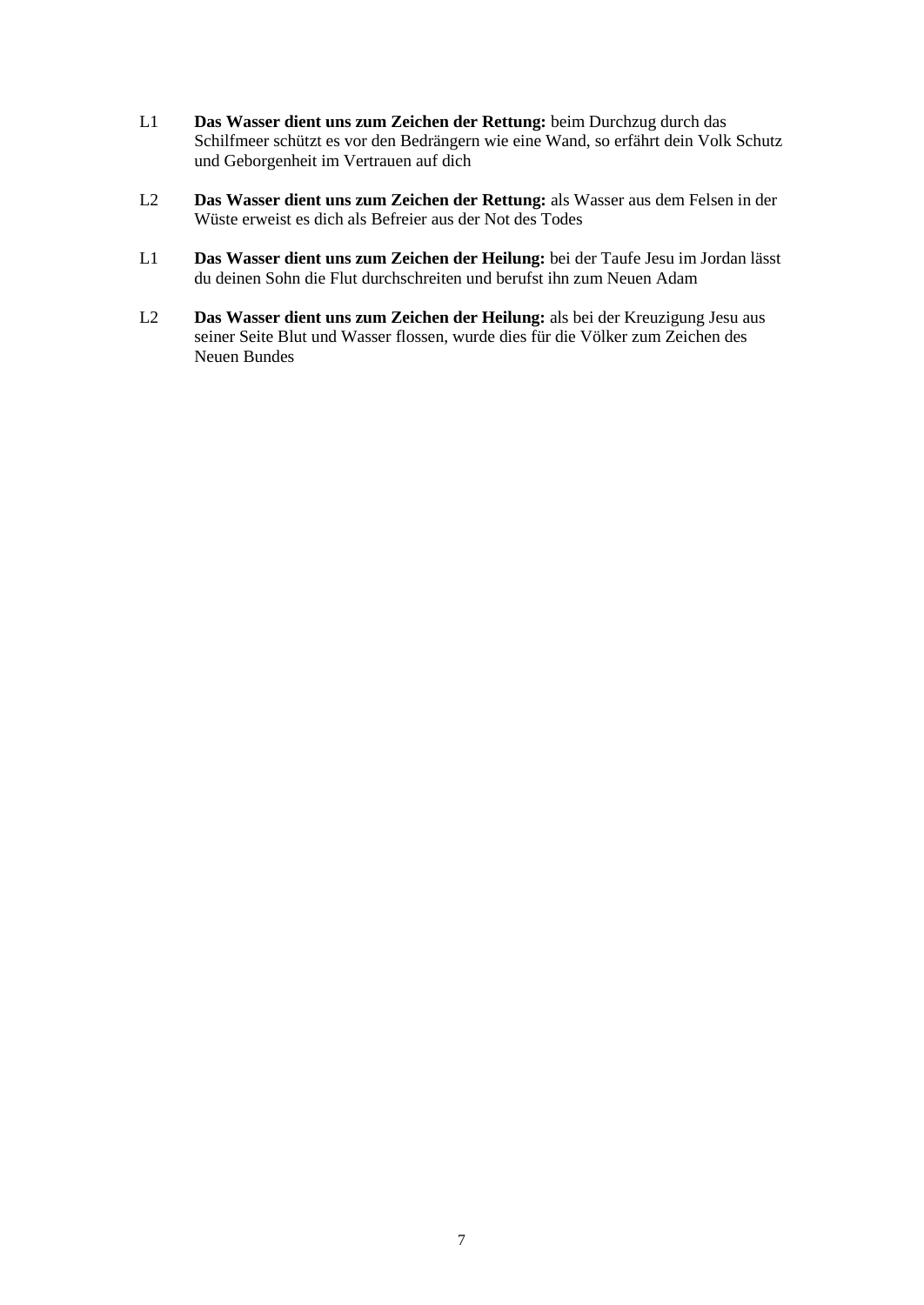L1 **Das Wasser dient uns zum Zeichen der Rettung:** beim Durchzug durch das Schilfmeer schützt es vor den Bedrängern wie eine Wand, so erfährt dein Volk Schutz und Geborgenheit im Vertrauen auf dich

L2 **Das Wasser dient uns zum Zeichen der Rettung:** als Wasser aus dem Felsen in der Wüste erweist es dich als Befreier aus der Not des Todes

L1 **Das Wasser dient uns zum Zeichen der Heilung:** bei der Taufe Jesu im Jordan lässt du deinen Sohn die Flut durchschreiten und berufst ihn zum Neuen Adam

L2 **Das Wasser dient uns zum Zeichen der Heilung:** als bei der Kreuzigung Jesu aus seiner Seite Blut und Wasser flossen, wurde dies für die Völker zum Zeichen des Neuen Bundes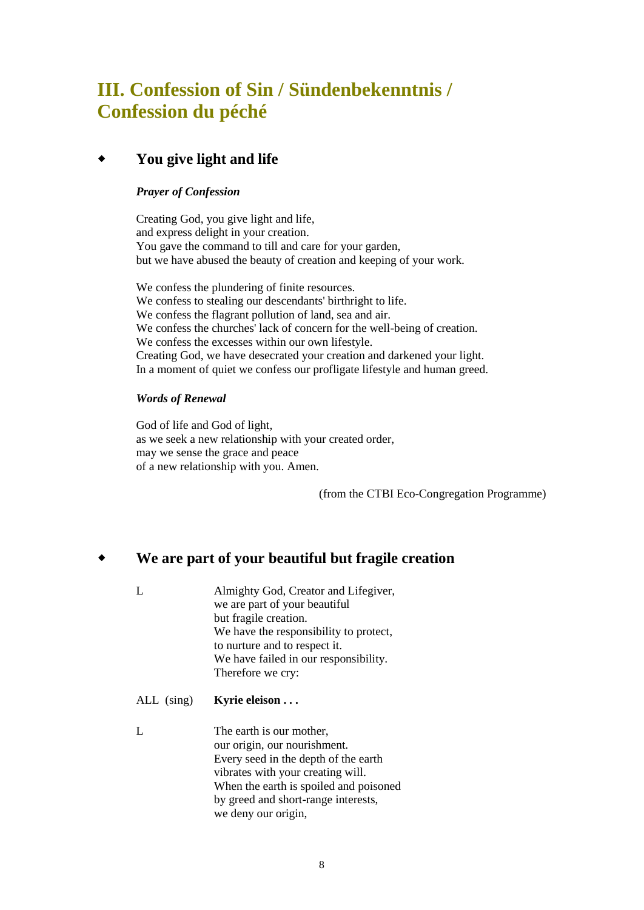# III. Confession of Sin / Sündenbekenntnis / Confession du péché

## ◆ You give light and life

***Prayer of Confession***

Creating God, you give light and life,
and express delight in your creation.
You gave the command to till and care for your garden,
but we have abused the beauty of creation and keeping of your work.

We confess the plundering of finite resources.
We confess to stealing our descendants' birthright to life.
We confess the flagrant pollution of land, sea and air.
We confess the churches' lack of concern for the well-being of creation.
We confess the excesses within our own lifestyle.
Creating God, we have desecrated your creation and darkened your light.
In a moment of quiet we confess our profligate lifestyle and human greed.

***Words of Renewal***

God of life and God of light,
as we seek a new relationship with your created order,
may we sense the grace and peace
of a new relationship with you. Amen.

(from the CTBI Eco-Congregation Programme)

## ◆ We are part of your beautiful but fragile creation

L — Almighty God, Creator and Lifegiver,
we are part of your beautiful
but fragile creation.
We have the responsibility to protect,
to nurture and to respect it.
We have failed in our responsibility.
Therefore we cry:

ALL (sing) — **Kyrie eleison . . .**

L — The earth is our mother,
our origin, our nourishment.
Every seed in the depth of the earth
vibrates with your creating will.
When the earth is spoiled and poisoned
by greed and short-range interests,
we deny our origin,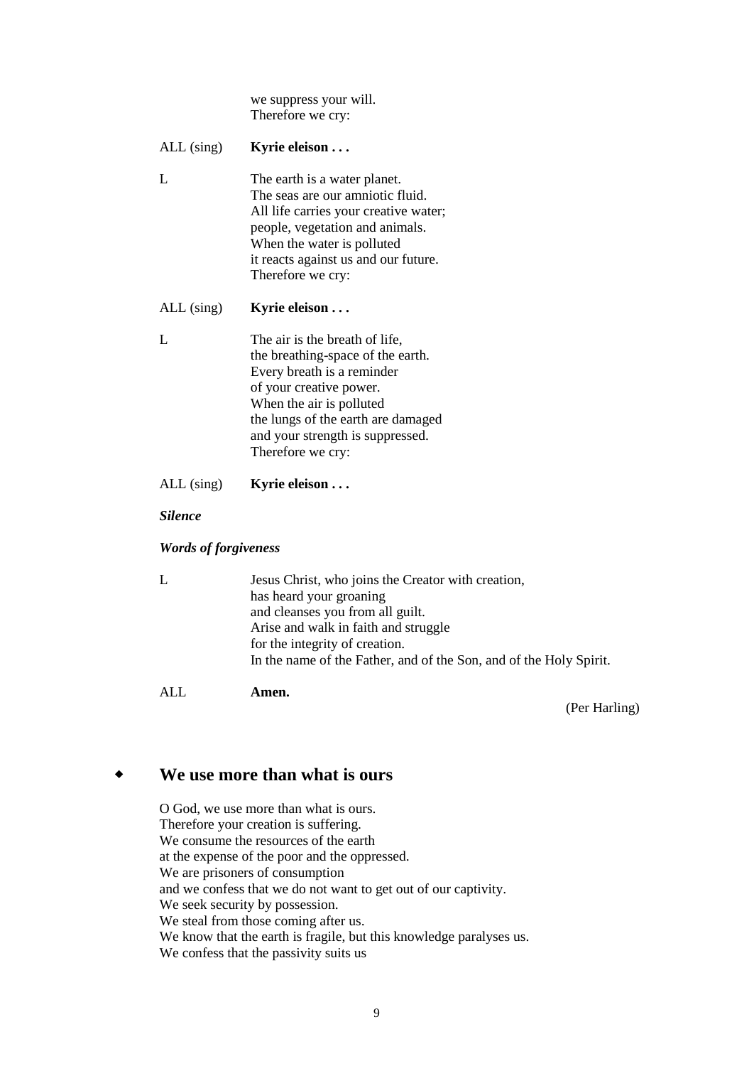we suppress your will.
Therefore we cry:

ALL (sing) **Kyrie eleison . . .**

L The earth is a water planet.
The seas are our amniotic fluid.
All life carries your creative water;
people, vegetation and animals.
When the water is polluted
it reacts against us and our future.
Therefore we cry:

ALL (sing) **Kyrie eleison . . .**

L The air is the breath of life,
the breathing-space of the earth.
Every breath is a reminder
of your creative power.
When the air is polluted
the lungs of the earth are damaged
and your strength is suppressed.
Therefore we cry:

ALL (sing) **Kyrie eleison . . .**

***Silence***

***Words of forgiveness***

L Jesus Christ, who joins the Creator with creation,
has heard your groaning
and cleanses you from all guilt.
Arise and walk in faith and struggle
for the integrity of creation.
In the name of the Father, and of the Son, and of the Holy Spirit.

ALL **Amen.**

(Per Harling)

## We use more than what is ours

O God, we use more than what is ours.
Therefore your creation is suffering.
We consume the resources of the earth
at the expense of the poor and the oppressed.
We are prisoners of consumption
and we confess that we do not want to get out of our captivity.
We seek security by possession.
We steal from those coming after us.
We know that the earth is fragile, but this knowledge paralyses us.
We confess that the passivity suits us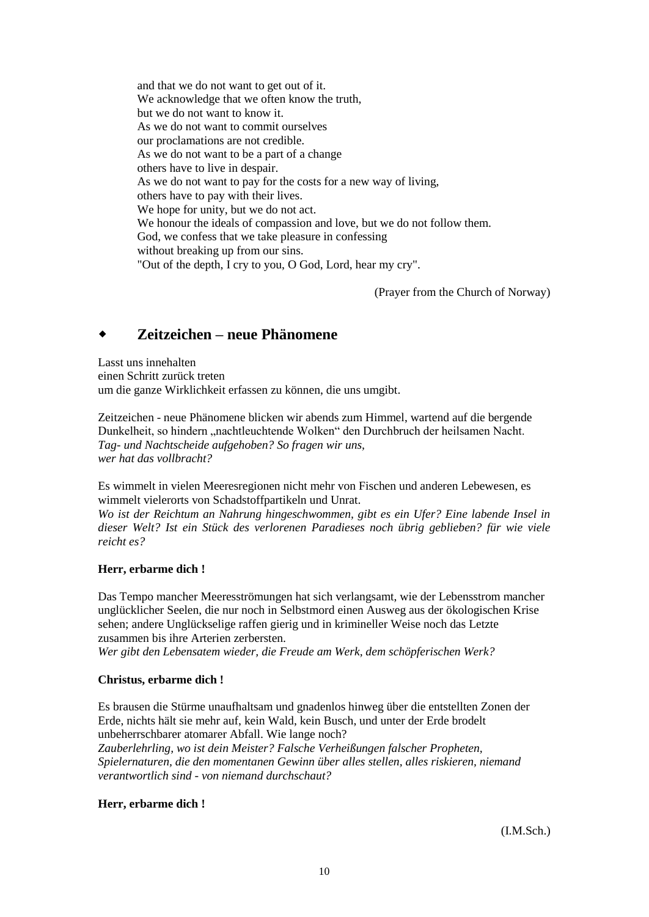and that we do not want to get out of it.
We acknowledge that we often know the truth,
but we do not want to know it.
As we do not want to commit ourselves
our proclamations are not credible.
As we do not want to be a part of a change
others have to live in despair.
As we do not want to pay for the costs for a new way of living,
others have to pay with their lives.
We hope for unity, but we do not act.
We honour the ideals of compassion and love, but we do not follow them.
God, we confess that we take pleasure in confessing
without breaking up from our sins.
"Out of the depth, I cry to you, O God, Lord, hear my cry".

(Prayer from the Church of Norway)

## ◆ Zeitzeichen – neue Phänomene

Lasst uns innehalten
einen Schritt zurück treten
um die ganze Wirklichkeit erfassen zu können, die uns umgibt.

Zeitzeichen - neue Phänomene blicken wir abends zum Himmel, wartend auf die bergende Dunkelheit, so hindern „nachtleuchtende Wolken" den Durchbruch der heilsamen Nacht.
*Tag- und Nachtscheide aufgehoben? So fragen wir uns,*
*wer hat das vollbracht?*

Es wimmelt in vielen Meeresregionen nicht mehr von Fischen und anderen Lebewesen, es wimmelt vielerorts von Schadstoffpartikeln und Unrat.
*Wo ist der Reichtum an Nahrung hingeschwommen, gibt es ein Ufer? Eine labende Insel in dieser Welt? Ist ein Stück des verlorenen Paradieses noch übrig geblieben? für wie viele reicht es?*

**Herr, erbarme dich !**

Das Tempo mancher Meeresströmungen hat sich verlangsamt, wie der Lebensstrom mancher unglücklicher Seelen, die nur noch in Selbstmord einen Ausweg aus der ökologischen Krise sehen; andere Unglückselige raffen gierig und in krimineller Weise noch das Letzte zusammen bis ihre Arterien zerbersten.
*Wer gibt den Lebensatem wieder, die Freude am Werk, dem schöpferischen Werk?*

**Christus, erbarme dich !**

Es brausen die Stürme unaufhaltsam und gnadenlos hinweg über die entstellten Zonen der Erde, nichts hält sie mehr auf, kein Wald, kein Busch, und unter der Erde brodelt unbeherrschbarer atomarer Abfall. Wie lange noch?
*Zauberlehrling, wo ist dein Meister? Falsche Verheißungen falscher Propheten, Spielernaturen, die den momentanen Gewinn über alles stellen, alles riskieren, niemand verantwortlich sind - von niemand durchschaut?*

**Herr, erbarme dich !**

(I.M.Sch.)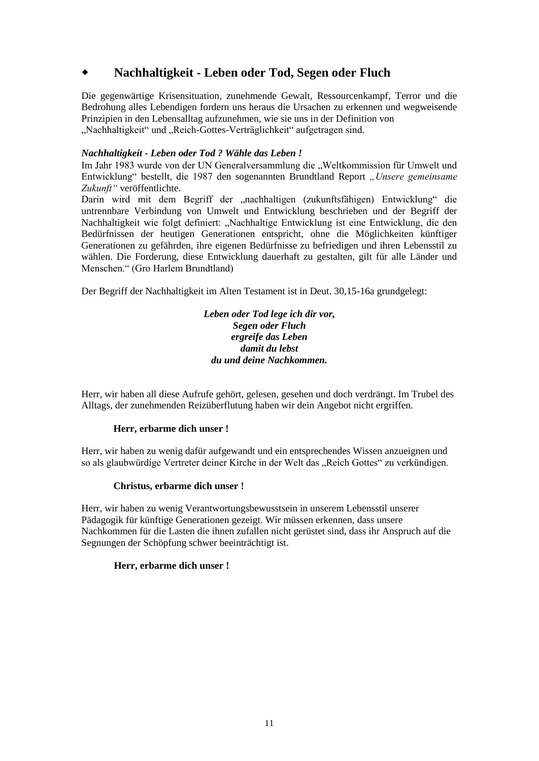## Nachhaltigkeit - Leben oder Tod, Segen oder Fluch

Die gegenwärtige Krisensituation, zunehmende Gewalt, Ressourcenkampf, Terror und die Bedrohung alles Lebendigen fordern uns heraus die Ursachen zu erkennen und wegweisende Prinzipien in den Lebensalltag aufzunehmen, wie sie uns in der Definition von „Nachhaltigkeit" und „Reich-Gottes-Verträglichkeit" aufgetragen sind.

***Nachhaltigkeit - Leben oder Tod ? Wähle das Leben !***

Im Jahr 1983 wurde von der UN Generalversammlung die „Weltkommission für Umwelt und Entwicklung" bestellt, die 1987 den sogenannten Brundtland Report *„Unsere gemeinsame Zukunft"* veröffentlichte.

Darin wird mit dem Begriff der „nachhaltigen (zukunftsfähigen) Entwicklung" die untrennbare Verbindung von Umwelt und Entwicklung beschrieben und der Begriff der Nachhaltigkeit wie folgt definiert: „Nachhaltige Entwicklung ist eine Entwicklung, die den Bedürfnissen der heutigen Generationen entspricht, ohne die Möglichkeiten künftiger Generationen zu gefährden, ihre eigenen Bedürfnisse zu befriedigen und ihren Lebensstil zu wählen. Die Forderung, diese Entwicklung dauerhaft zu gestalten, gilt für alle Länder und Menschen." (Gro Harlem Brundtland)

Der Begriff der Nachhaltigkeit im Alten Testament ist in Deut. 30,15-16a grundgelegt:

***Leben oder Tod lege ich dir vor,***
***Segen oder Fluch***
***ergreife das Leben***
***damit du lebst***
***du und deine Nachkommen.***

Herr, wir haben all diese Aufrufe gehört, gelesen, gesehen und doch verdrängt. Im Trubel des Alltags, der zunehmenden Reizüberflutung haben wir dein Angebot nicht ergriffen.

**Herr, erbarme dich unser !**

Herr, wir haben zu wenig dafür aufgewandt und ein entsprechendes Wissen anzueignen und so als glaubwürdige Vertreter deiner Kirche in der Welt das „Reich Gottes" zu verkündigen.

**Christus, erbarme dich unser !**

Herr, wir haben zu wenig Verantwortungsbewusstsein in unserem Lebensstil unserer Pädagogik für künftige Generationen gezeigt. Wir müssen erkennen, dass unsere Nachkommen für die Lasten die ihnen zufallen nicht gerüstet sind, dass ihr Anspruch auf die Segnungen der Schöpfung schwer beeinträchtigt ist.

**Herr, erbarme dich unser !**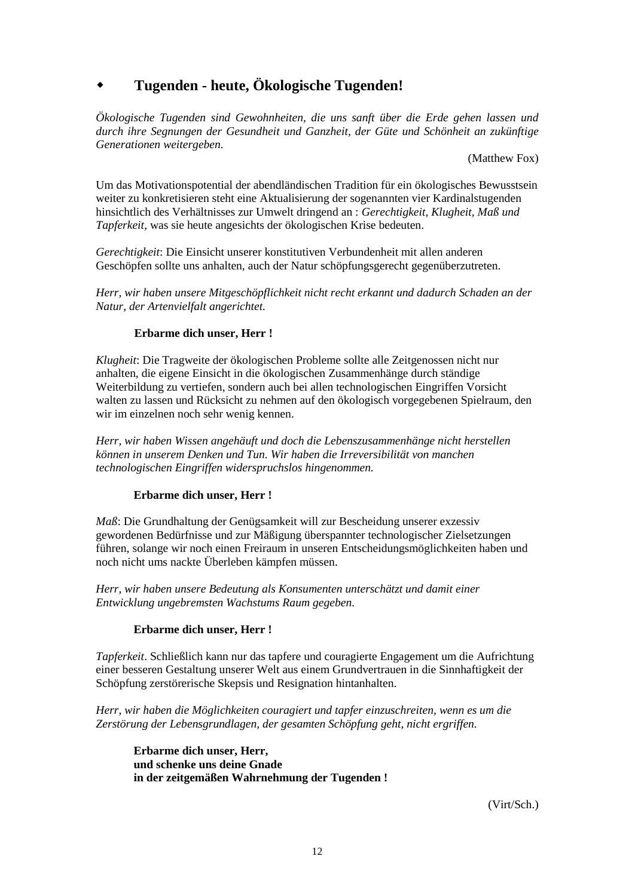## ◆ Tugenden - heute, Ökologische Tugenden!

*Ökologische Tugenden sind Gewohnheiten, die uns sanft über die Erde gehen lassen und durch ihre Segnungen der Gesundheit und Ganzheit, der Güte und Schönheit an zukünftige Generationen weitergeben.*

(Matthew Fox)

Um das Motivationspotential der abendländischen Tradition für ein ökologisches Bewusstsein weiter zu konkretisieren steht eine Aktualisierung der sogenannten vier Kardinalstugenden hinsichtlich des Verhältnisses zur Umwelt dringend an : *Gerechtigkeit, Klugheit, Maß und Tapferkeit*, was sie heute angesichts der ökologischen Krise bedeuten.

*Gerechtigkeit*: Die Einsicht unserer konstitutiven Verbundenheit mit allen anderen Geschöpfen sollte uns anhalten, auch der Natur schöpfungsgerecht gegenüberzutreten.

*Herr, wir haben unsere Mitgeschöpflichkeit nicht recht erkannt und dadurch Schaden an der Natur, der Artenvielfalt angerichtet.*

**Erbarme dich unser, Herr !**

*Klugheit*: Die Tragweite der ökologischen Probleme sollte alle Zeitgenossen nicht nur anhalten, die eigene Einsicht in die ökologischen Zusammenhänge durch ständige Weiterbildung zu vertiefen, sondern auch bei allen technologischen Eingriffen Vorsicht walten zu lassen und Rücksicht zu nehmen auf den ökologisch vorgegebenen Spielraum, den wir im einzelnen noch sehr wenig kennen.

*Herr, wir haben Wissen angehäuft und doch die Lebenszusammenhänge nicht herstellen können in unserem Denken und Tun. Wir haben die Irreversibilität von manchen technologischen Eingriffen widerspruchslos hingenommen.*

**Erbarme dich unser, Herr !**

*Maß*: Die Grundhaltung der Genügsamkeit will zur Bescheidung unserer exzessiv gewordenen Bedürfnisse und zur Mäßigung überspannter technologischer Zielsetzungen führen, solange wir noch einen Freiraum in unseren Entscheidungsmöglichkeiten haben und noch nicht ums nackte Überleben kämpfen müssen.

*Herr, wir haben unsere Bedeutung als Konsumenten unterschätzt und damit einer Entwicklung ungebremsten Wachstums Raum gegeben.*

**Erbarme dich unser, Herr !**

*Tapferkeit*. Schließlich kann nur das tapfere und couragierte Engagement um die Aufrichtung einer besseren Gestaltung unserer Welt aus einem Grundvertrauen in die Sinnhaftigkeit der Schöpfung zerstörerische Skepsis und Resignation hintanhalten.

*Herr, wir haben die Möglichkeiten couragiert und tapfer einzuschreiten, wenn es um die Zerstörung der Lebensgrundlagen, der gesamten Schöpfung geht, nicht ergriffen.*

**Erbarme dich unser, Herr,**
**und schenke uns deine Gnade**
**in der zeitgemäßen Wahrnehmung der Tugenden !**

(Virt/Sch.)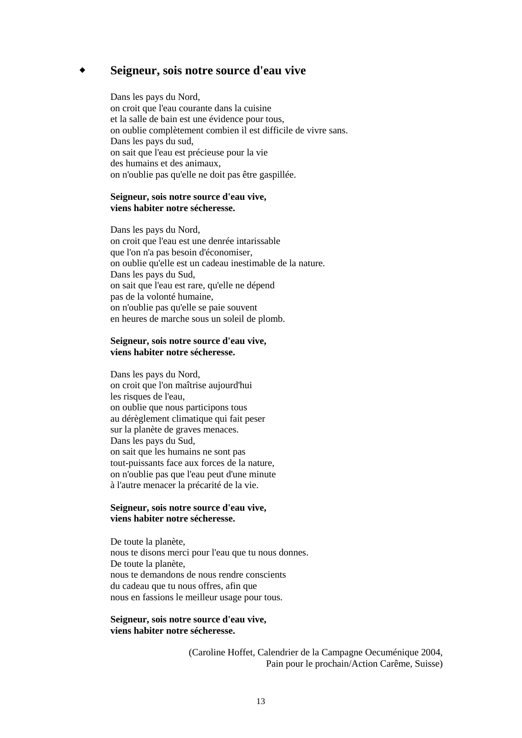### Seigneur, sois notre source d'eau vive

Dans les pays du Nord,
on croit que l'eau courante dans la cuisine
et la salle de bain est une évidence pour tous,
on oublie complètement combien il est difficile de vivre sans.
Dans les pays du sud,
on sait que l'eau est précieuse pour la vie
des humains et des animaux,
on n'oublie pas qu'elle ne doit pas être gaspillée.

**Seigneur, sois notre source d'eau vive,**
**viens habiter notre sécheresse.**

Dans les pays du Nord,
on croit que l'eau est une denrée intarissable
que l'on n'a pas besoin d'économiser,
on oublie qu'elle est un cadeau inestimable de la nature.
Dans les pays du Sud,
on sait que l'eau est rare, qu'elle ne dépend
pas de la volonté humaine,
on n'oublie pas qu'elle se paie souvent
en heures de marche sous un soleil de plomb.

**Seigneur, sois notre source d'eau vive,**
**viens habiter notre sécheresse.**

Dans les pays du Nord,
on croit que l'on maîtrise aujourd'hui
les risques de l'eau,
on oublie que nous participons tous
au dérèglement climatique qui fait peser
sur la planète de graves menaces.
Dans les pays du Sud,
on sait que les humains ne sont pas
tout-puissants face aux forces de la nature,
on n'oublie pas que l'eau peut d'une minute
à l'autre menacer la précarité de la vie.

**Seigneur, sois notre source d'eau vive,**
**viens habiter notre sécheresse.**

De toute la planète,
nous te disons merci pour l'eau que tu nous donnes.
De toute la planète,
nous te demandons de nous rendre conscients
du cadeau que tu nous offres, afin que
nous en fassions le meilleur usage pour tous.

**Seigneur, sois notre source d'eau vive,**
**viens habiter notre sécheresse.**

(Caroline Hoffet, Calendrier de la Campagne Oecuménique 2004,
Pain pour le prochain/Action Carême, Suisse)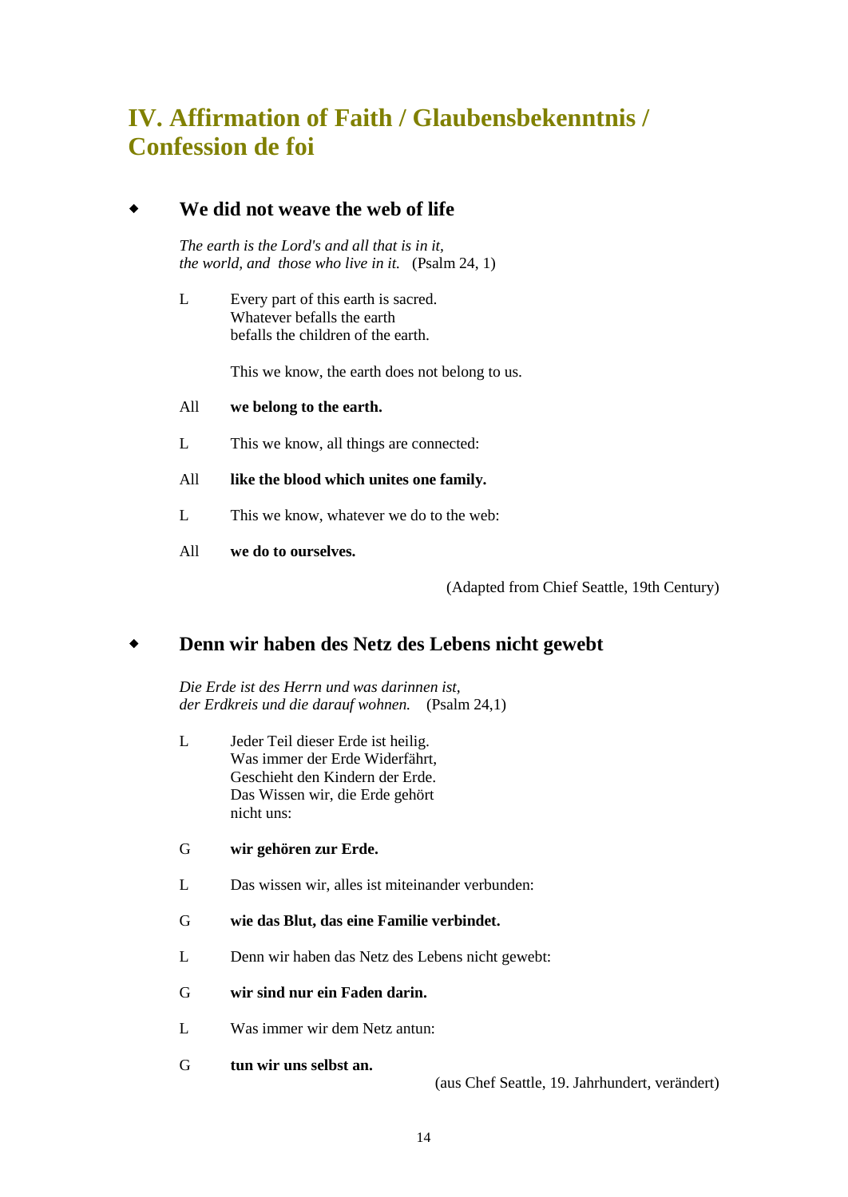# IV. Affirmation of Faith / Glaubensbekenntnis / Confession de foi

## ◆ We did not weave the web of life

*The earth is the Lord's and all that is in it,*
*the world, and those who live in it.* (Psalm 24, 1)

L Every part of this earth is sacred.
Whatever befalls the earth
befalls the children of the earth.

This we know, the earth does not belong to us.

All **we belong to the earth.**

L This we know, all things are connected:

All **like the blood which unites one family.**

L This we know, whatever we do to the web:

All **we do to ourselves.**

(Adapted from Chief Seattle, 19th Century)

## ◆ Denn wir haben des Netz des Lebens nicht gewebt

*Die Erde ist des Herrn und was darinnen ist,*
*der Erdkreis und die darauf wohnen.* (Psalm 24,1)

L Jeder Teil dieser Erde ist heilig.
Was immer der Erde Widerfährt,
Geschieht den Kindern der Erde.
Das Wissen wir, die Erde gehört
nicht uns:

G **wir gehören zur Erde.**

L Das wissen wir, alles ist miteinander verbunden:

G **wie das Blut, das eine Familie verbindet.**

L Denn wir haben das Netz des Lebens nicht gewebt:

G **wir sind nur ein Faden darin.**

L Was immer wir dem Netz antun:

G **tun wir uns selbst an.**

(aus Chef Seattle, 19. Jahrhundert, verändert)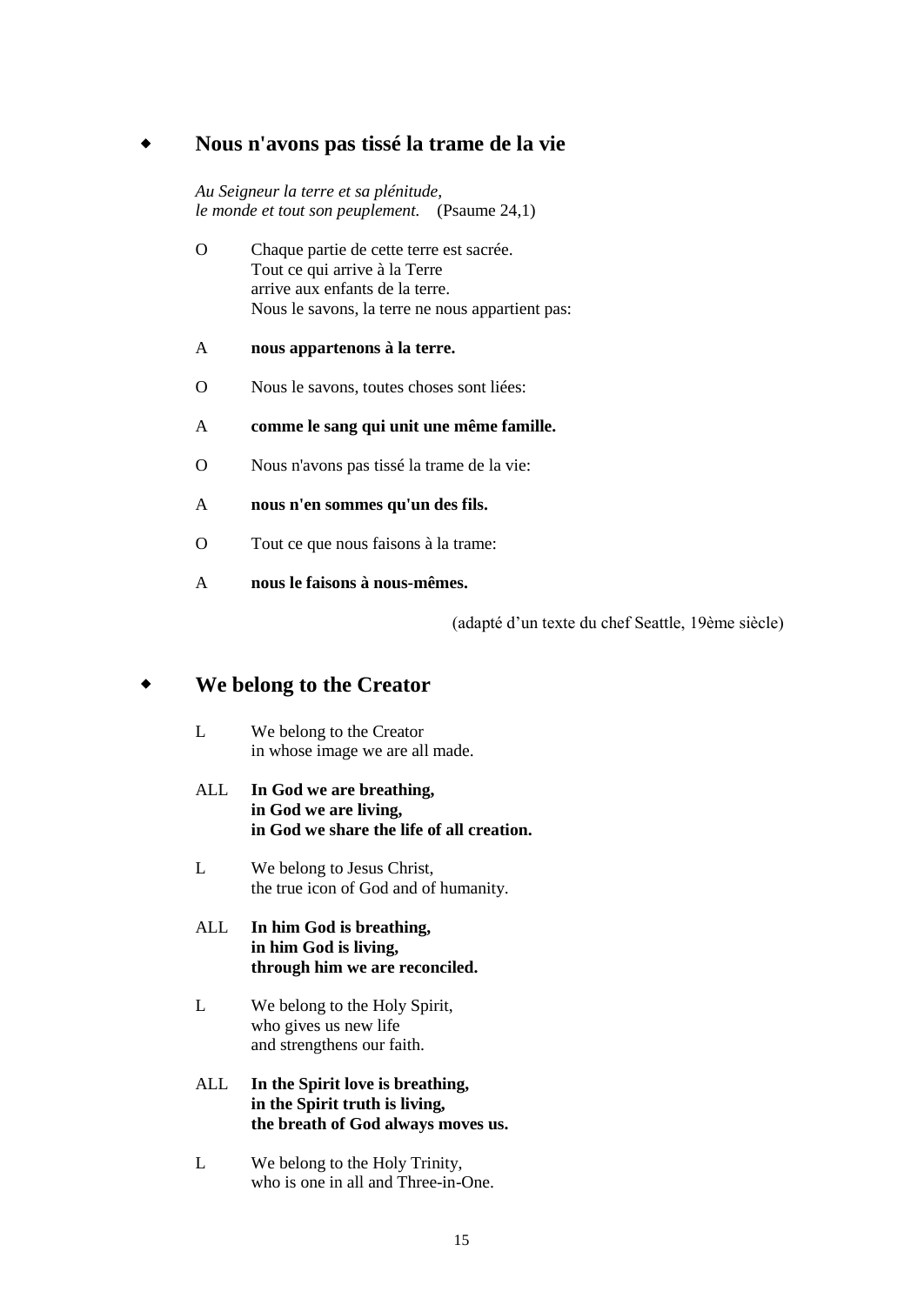## ◆ Nous n'avons pas tissé la trame de la vie

*Au Seigneur la terre et sa plénitude,*
*le monde et tout son peuplement.* (Psaume 24,1)

O Chaque partie de cette terre est sacrée.
Tout ce qui arrive à la Terre
arrive aux enfants de la terre.
Nous le savons, la terre ne nous appartient pas:

A **nous appartenons à la terre.**

O Nous le savons, toutes choses sont liées:

A **comme le sang qui unit une même famille.**

O Nous n'avons pas tissé la trame de la vie:

A **nous n'en sommes qu'un des fils.**

O Tout ce que nous faisons à la trame:

A **nous le faisons à nous-mêmes.**

(adapté d'un texte du chef Seattle, 19ème siècle)

## ◆ We belong to the Creator

L We belong to the Creator
in whose image we are all made.

ALL **In God we are breathing,**
**in God we are living,**
**in God we share the life of all creation.**

L We belong to Jesus Christ,
the true icon of God and of humanity.

ALL **In him God is breathing,**
**in him God is living,**
**through him we are reconciled.**

L We belong to the Holy Spirit,
who gives us new life
and strengthens our faith.

ALL **In the Spirit love is breathing,**
**in the Spirit truth is living,**
**the breath of God always moves us.**

L We belong to the Holy Trinity,
who is one in all and Three-in-One.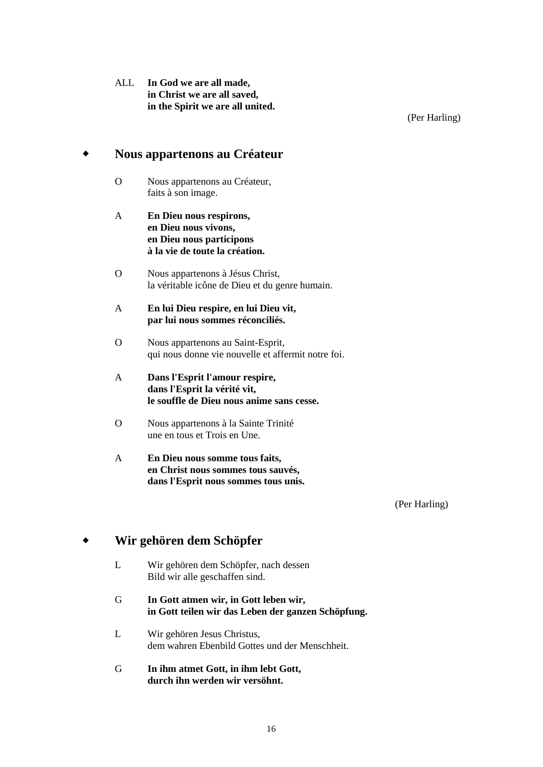ALL **In God we are all made,**
**in Christ we are all saved,**
**in the Spirit we are all united.**

(Per Harling)

## ◆ Nous appartenons au Créateur

O Nous appartenons au Créateur,
faits à son image.

A **En Dieu nous respirons,**
**en Dieu nous vivons,**
**en Dieu nous participons**
**à la vie de toute la création.**

O Nous appartenons à Jésus Christ,
la véritable icône de Dieu et du genre humain.

A **En lui Dieu respire, en lui Dieu vit,**
**par lui nous sommes réconciliés.**

O Nous appartenons au Saint-Esprit,
qui nous donne vie nouvelle et affermit notre foi.

A **Dans l'Esprit l'amour respire,**
**dans l'Esprit la vérité vit,**
**le souffle de Dieu nous anime sans cesse.**

O Nous appartenons à la Sainte Trinité
une en tous et Trois en Une.

A **En Dieu nous somme tous faits,**
**en Christ nous sommes tous sauvés,**
**dans l'Esprit nous sommes tous unis.**

(Per Harling)

## ◆ Wir gehören dem Schöpfer

L Wir gehören dem Schöpfer, nach dessen
Bild wir alle geschaffen sind.

G **In Gott atmen wir, in Gott leben wir,**
**in Gott teilen wir das Leben der ganzen Schöpfung.**

L Wir gehören Jesus Christus,
dem wahren Ebenbild Gottes und der Menschheit.

G **In ihm atmet Gott, in ihm lebt Gott,**
**durch ihn werden wir versöhnt.**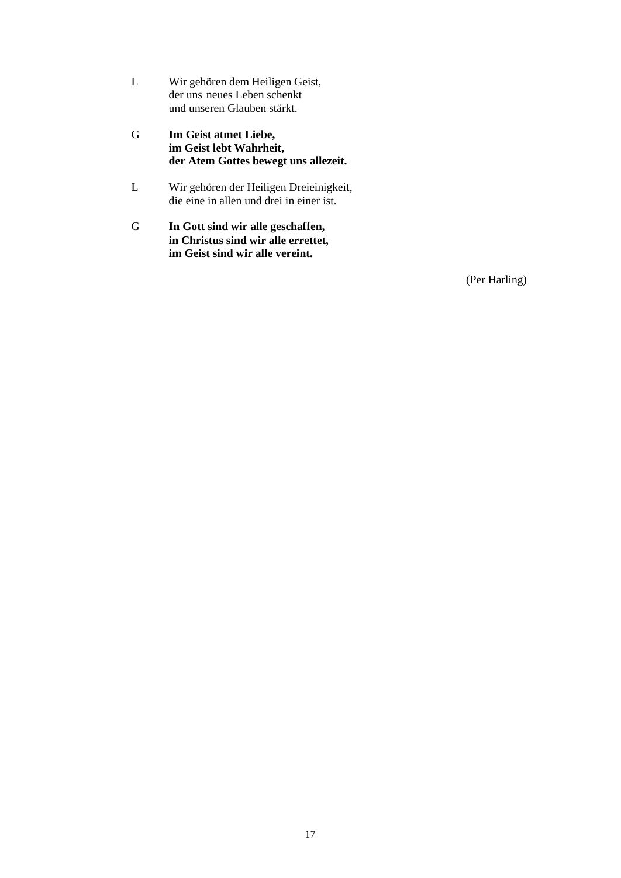L Wir gehören dem Heiligen Geist,
der uns neues Leben schenkt
und unseren Glauben stärkt.

G **Im Geist atmet Liebe,**
**im Geist lebt Wahrheit,**
**der Atem Gottes bewegt uns allezeit.**

L Wir gehören der Heiligen Dreieinigkeit,
die eine in allen und drei in einer ist.

G **In Gott sind wir alle geschaffen,**
**in Christus sind wir alle errettet,**
**im Geist sind wir alle vereint.**

(Per Harling)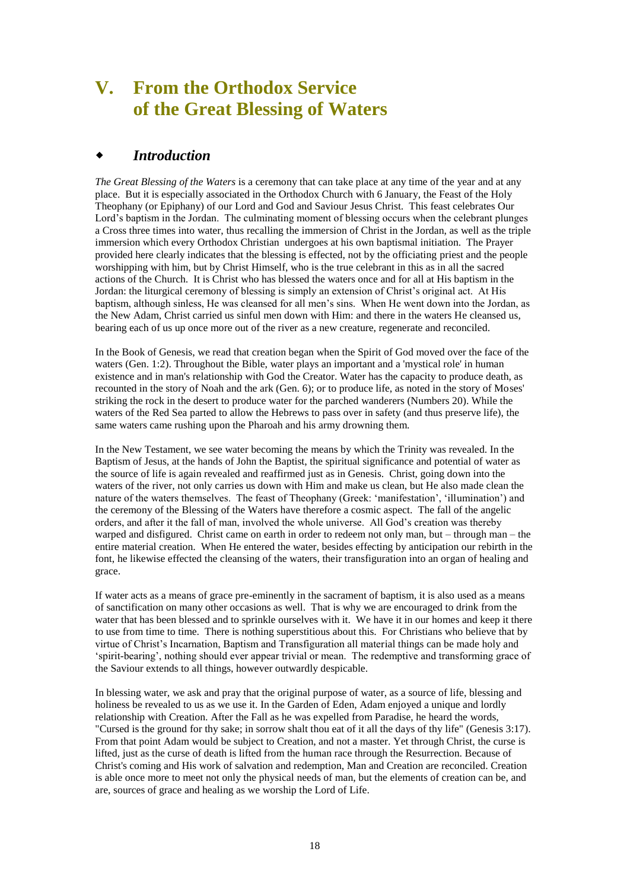# V. From the Orthodox Service of the Great Blessing of Waters

## ◆ *Introduction*

*The Great Blessing of the Waters* is a ceremony that can take place at any time of the year and at any place. But it is especially associated in the Orthodox Church with 6 January, the Feast of the Holy Theophany (or Epiphany) of our Lord and God and Saviour Jesus Christ. This feast celebrates Our Lord's baptism in the Jordan. The culminating moment of blessing occurs when the celebrant plunges a Cross three times into water, thus recalling the immersion of Christ in the Jordan, as well as the triple immersion which every Orthodox Christian undergoes at his own baptismal initiation. The Prayer provided here clearly indicates that the blessing is effected, not by the officiating priest and the people worshipping with him, but by Christ Himself, who is the true celebrant in this as in all the sacred actions of the Church. It is Christ who has blessed the waters once and for all at His baptism in the Jordan: the liturgical ceremony of blessing is simply an extension of Christ's original act. At His baptism, although sinless, He was cleansed for all men's sins. When He went down into the Jordan, as the New Adam, Christ carried us sinful men down with Him: and there in the waters He cleansed us, bearing each of us up once more out of the river as a new creature, regenerate and reconciled.

In the Book of Genesis, we read that creation began when the Spirit of God moved over the face of the waters (Gen. 1:2). Throughout the Bible, water plays an important and a 'mystical role' in human existence and in man's relationship with God the Creator. Water has the capacity to produce death, as recounted in the story of Noah and the ark (Gen. 6); or to produce life, as noted in the story of Moses' striking the rock in the desert to produce water for the parched wanderers (Numbers 20). While the waters of the Red Sea parted to allow the Hebrews to pass over in safety (and thus preserve life), the same waters came rushing upon the Pharoah and his army drowning them.

In the New Testament, we see water becoming the means by which the Trinity was revealed. In the Baptism of Jesus, at the hands of John the Baptist, the spiritual significance and potential of water as the source of life is again revealed and reaffirmed just as in Genesis. Christ, going down into the waters of the river, not only carries us down with Him and make us clean, but He also made clean the nature of the waters themselves. The feast of Theophany (Greek: 'manifestation', 'illumination') and the ceremony of the Blessing of the Waters have therefore a cosmic aspect. The fall of the angelic orders, and after it the fall of man, involved the whole universe. All God's creation was thereby warped and disfigured. Christ came on earth in order to redeem not only man, but – through man – the entire material creation. When He entered the water, besides effecting by anticipation our rebirth in the font, he likewise effected the cleansing of the waters, their transfiguration into an organ of healing and grace.

If water acts as a means of grace pre-eminently in the sacrament of baptism, it is also used as a means of sanctification on many other occasions as well. That is why we are encouraged to drink from the water that has been blessed and to sprinkle ourselves with it. We have it in our homes and keep it there to use from time to time. There is nothing superstitious about this. For Christians who believe that by virtue of Christ's Incarnation, Baptism and Transfiguration all material things can be made holy and 'spirit-bearing', nothing should ever appear trivial or mean. The redemptive and transforming grace of the Saviour extends to all things, however outwardly despicable.

In blessing water, we ask and pray that the original purpose of water, as a source of life, blessing and holiness be revealed to us as we use it. In the Garden of Eden, Adam enjoyed a unique and lordly relationship with Creation. After the Fall as he was expelled from Paradise, he heard the words, "Cursed is the ground for thy sake; in sorrow shalt thou eat of it all the days of thy life" (Genesis 3:17). From that point Adam would be subject to Creation, and not a master. Yet through Christ, the curse is lifted, just as the curse of death is lifted from the human race through the Resurrection. Because of Christ's coming and His work of salvation and redemption, Man and Creation are reconciled. Creation is able once more to meet not only the physical needs of man, but the elements of creation can be, and are, sources of grace and healing as we worship the Lord of Life.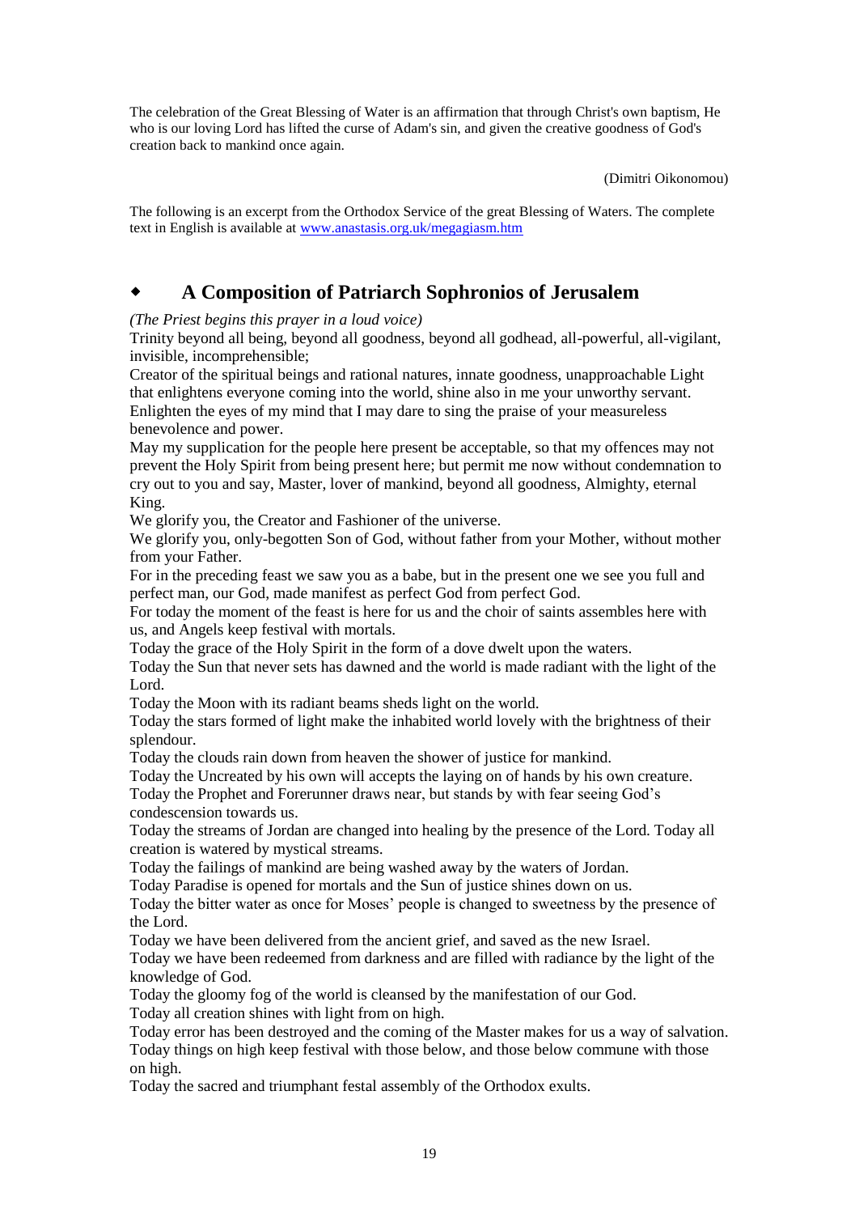The celebration of the Great Blessing of Water is an affirmation that through Christ's own baptism, He who is our loving Lord has lifted the curse of Adam's sin, and given the creative goodness of God's creation back to mankind once again.

(Dimitri Oikonomou)

The following is an excerpt from the Orthodox Service of the great Blessing of Waters. The complete text in English is available at [www.anastasis.org.uk/megagiasm.htm](http://www.anastasis.org.uk/megagiasm.htm)

## ◆ A Composition of Patriarch Sophronios of Jerusalem

*(The Priest begins this prayer in a loud voice)*

Trinity beyond all being, beyond all goodness, beyond all godhead, all-powerful, all-vigilant, invisible, incomprehensible;

Creator of the spiritual beings and rational natures, innate goodness, unapproachable Light that enlightens everyone coming into the world, shine also in me your unworthy servant.

Enlighten the eyes of my mind that I may dare to sing the praise of your measureless benevolence and power.

May my supplication for the people here present be acceptable, so that my offences may not prevent the Holy Spirit from being present here; but permit me now without condemnation to cry out to you and say, Master, lover of mankind, beyond all goodness, Almighty, eternal King.

We glorify you, the Creator and Fashioner of the universe.

We glorify you, only-begotten Son of God, without father from your Mother, without mother from your Father.

For in the preceding feast we saw you as a babe, but in the present one we see you full and perfect man, our God, made manifest as perfect God from perfect God.

For today the moment of the feast is here for us and the choir of saints assembles here with us, and Angels keep festival with mortals.

Today the grace of the Holy Spirit in the form of a dove dwelt upon the waters.

Today the Sun that never sets has dawned and the world is made radiant with the light of the Lord.

Today the Moon with its radiant beams sheds light on the world.

Today the stars formed of light make the inhabited world lovely with the brightness of their splendour.

Today the clouds rain down from heaven the shower of justice for mankind.

Today the Uncreated by his own will accepts the laying on of hands by his own creature.

Today the Prophet and Forerunner draws near, but stands by with fear seeing God's condescension towards us.

Today the streams of Jordan are changed into healing by the presence of the Lord. Today all creation is watered by mystical streams.

Today the failings of mankind are being washed away by the waters of Jordan.

Today Paradise is opened for mortals and the Sun of justice shines down on us.

Today the bitter water as once for Moses' people is changed to sweetness by the presence of the Lord.

Today we have been delivered from the ancient grief, and saved as the new Israel.

Today we have been redeemed from darkness and are filled with radiance by the light of the knowledge of God.

Today the gloomy fog of the world is cleansed by the manifestation of our God.

Today all creation shines with light from on high.

Today error has been destroyed and the coming of the Master makes for us a way of salvation.

Today things on high keep festival with those below, and those below commune with those on high.

Today the sacred and triumphant festal assembly of the Orthodox exults.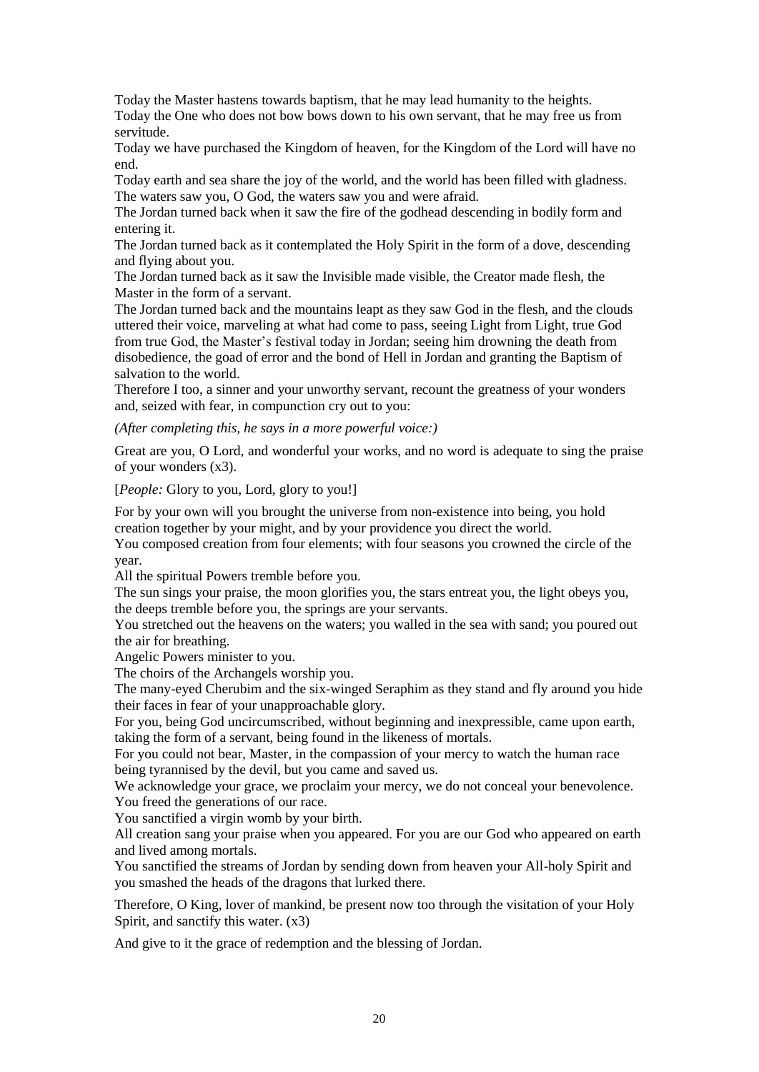Today the Master hastens towards baptism, that he may lead humanity to the heights.
Today the One who does not bow bows down to his own servant, that he may free us from servitude.
Today we have purchased the Kingdom of heaven, for the Kingdom of the Lord will have no end.
Today earth and sea share the joy of the world, and the world has been filled with gladness.
The waters saw you, O God, the waters saw you and were afraid.
The Jordan turned back when it saw the fire of the godhead descending in bodily form and entering it.
The Jordan turned back as it contemplated the Holy Spirit in the form of a dove, descending and flying about you.
The Jordan turned back as it saw the Invisible made visible, the Creator made flesh, the Master in the form of a servant.
The Jordan turned back and the mountains leapt as they saw God in the flesh, and the clouds uttered their voice, marveling at what had come to pass, seeing Light from Light, true God from true God, the Master's festival today in Jordan; seeing him drowning the death from disobedience, the goad of error and the bond of Hell in Jordan and granting the Baptism of salvation to the world.
Therefore I too, a sinner and your unworthy servant, recount the greatness of your wonders and, seized with fear, in compunction cry out to you:

*(After completing this, he says in a more powerful voice:)*

Great are you, O Lord, and wonderful your works, and no word is adequate to sing the praise of your wonders (x3).

[*People:* Glory to you, Lord, glory to you!]

For by your own will you brought the universe from non-existence into being, you hold creation together by your might, and by your providence you direct the world.
You composed creation from four elements; with four seasons you crowned the circle of the year.
All the spiritual Powers tremble before you.
The sun sings your praise, the moon glorifies you, the stars entreat you, the light obeys you, the deeps tremble before you, the springs are your servants.
You stretched out the heavens on the waters; you walled in the sea with sand; you poured out the air for breathing.
Angelic Powers minister to you.
The choirs of the Archangels worship you.
The many-eyed Cherubim and the six-winged Seraphim as they stand and fly around you hide their faces in fear of your unapproachable glory.
For you, being God uncircumscribed, without beginning and inexpressible, came upon earth, taking the form of a servant, being found in the likeness of mortals.
For you could not bear, Master, in the compassion of your mercy to watch the human race being tyrannised by the devil, but you came and saved us.
We acknowledge your grace, we proclaim your mercy, we do not conceal your benevolence.
You freed the generations of our race.
You sanctified a virgin womb by your birth.
All creation sang your praise when you appeared. For you are our God who appeared on earth and lived among mortals.
You sanctified the streams of Jordan by sending down from heaven your All-holy Spirit and you smashed the heads of the dragons that lurked there.

Therefore, O King, lover of mankind, be present now too through the visitation of your Holy Spirit, and sanctify this water. (x3)

And give to it the grace of redemption and the blessing of Jordan.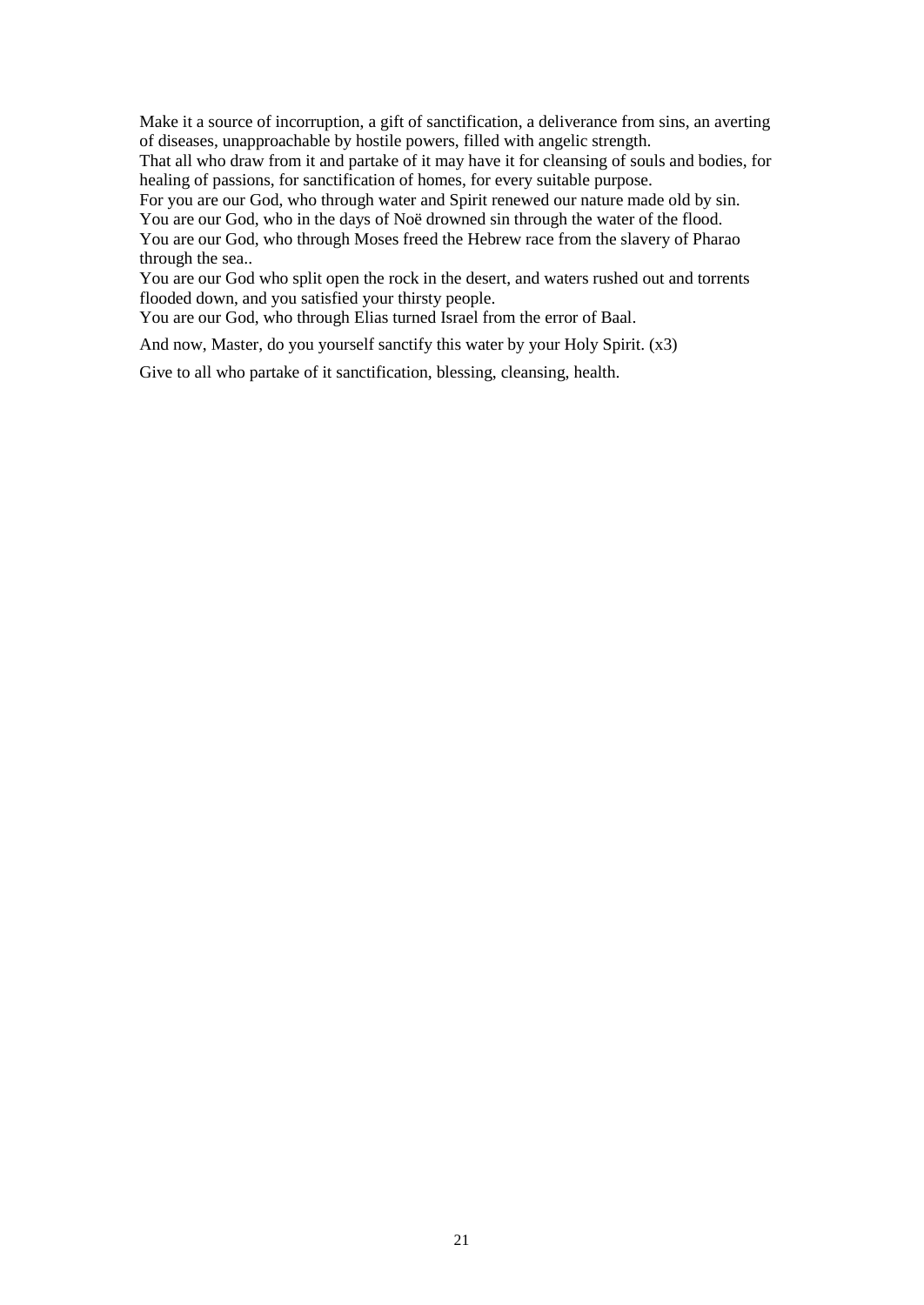Make it a source of incorruption, a gift of sanctification, a deliverance from sins, an averting of diseases, unapproachable by hostile powers, filled with angelic strength.
That all who draw from it and partake of it may have it for cleansing of souls and bodies, for healing of passions, for sanctification of homes, for every suitable purpose.
For you are our God, who through water and Spirit renewed our nature made old by sin.
You are our God, who in the days of Noë drowned sin through the water of the flood.
You are our God, who through Moses freed the Hebrew race from the slavery of Pharao through the sea..
You are our God who split open the rock in the desert, and waters rushed out and torrents flooded down, and you satisfied your thirsty people.
You are our God, who through Elias turned Israel from the error of Baal.

And now, Master, do you yourself sanctify this water by your Holy Spirit. (x3)

Give to all who partake of it sanctification, blessing, cleansing, health.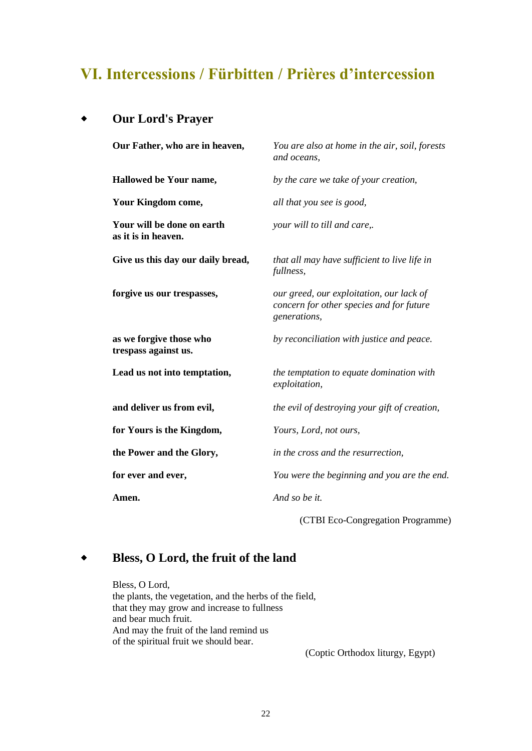# VI. Intercessions / Fürbitten / Prières d'intercession

## Our Lord's Prayer

| | |
|---|---|
| **Our Father, who are in heaven,** | *You are also at home in the air, soil, forests and oceans,* |
| **Hallowed be Your name,** | *by the care we take of your creation,* |
| **Your Kingdom come,** | *all that you see is good,* |
| **Your will be done on earth as it is in heaven.** | *your will to till and care,.* |
| **Give us this day our daily bread,** | *that all may have sufficient to live life in fullness,* |
| **forgive us our trespasses,** | *our greed, our exploitation, our lack of concern for other species and for future generations,* |
| **as we forgive those who trespass against us.** | *by reconciliation with justice and peace.* |
| **Lead us not into temptation,** | *the temptation to equate domination with exploitation,* |
| **and deliver us from evil,** | *the evil of destroying your gift of creation,* |
| **for Yours is the Kingdom,** | *Yours, Lord, not ours,* |
| **the Power and the Glory,** | *in the cross and the resurrection,* |
| **for ever and ever,** | *You were the beginning and you are the end.* |
| **Amen.** | *And so be it.* |

(CTBI Eco-Congregation Programme)

## Bless, O Lord, the fruit of the land

Bless, O Lord,  
the plants, the vegetation, and the herbs of the field,  
that they may grow and increase to fullness  
and bear much fruit.  
And may the fruit of the land remind us  
of the spiritual fruit we should bear.

(Coptic Orthodox liturgy, Egypt)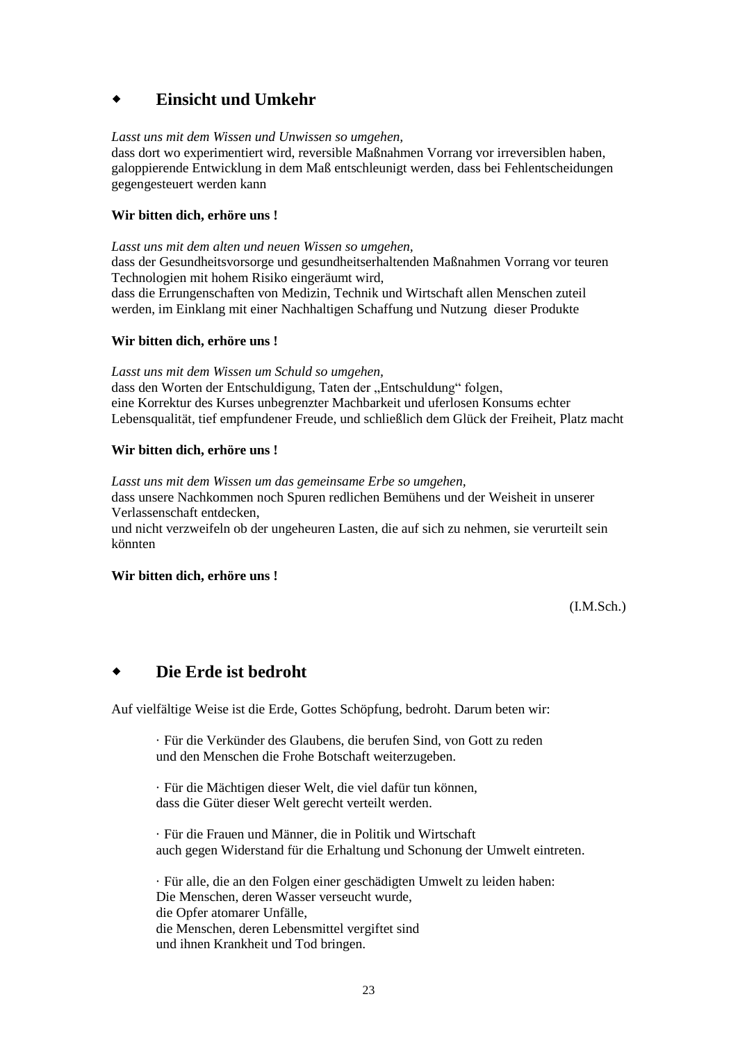## ◆ Einsicht und Umkehr

*Lasst uns mit dem Wissen und Unwissen so umgehen,*
dass dort wo experimentiert wird, reversible Maßnahmen Vorrang vor irreversiblen haben, galoppierende Entwicklung in dem Maß entschleunigt werden, dass bei Fehlentscheidungen gegengesteuert werden kann

**Wir bitten dich, erhöre uns !**

*Lasst uns mit dem alten und neuen Wissen so umgehen,*
dass der Gesundheitsvorsorge und gesundheitserhaltenden Maßnahmen Vorrang vor teuren Technologien mit hohem Risiko eingeräumt wird,
dass die Errungenschaften von Medizin, Technik und Wirtschaft allen Menschen zuteil werden, im Einklang mit einer Nachhaltigen Schaffung und Nutzung dieser Produkte

**Wir bitten dich, erhöre uns !**

*Lasst uns mit dem Wissen um Schuld so umgehen,*
dass den Worten der Entschuldigung, Taten der „Entschuldung" folgen,
eine Korrektur des Kurses unbegrenzter Machbarkeit und uferlosen Konsums echter Lebensqualität, tief empfundener Freude, und schließlich dem Glück der Freiheit, Platz macht

**Wir bitten dich, erhöre uns !**

*Lasst uns mit dem Wissen um das gemeinsame Erbe so umgehen,*
dass unsere Nachkommen noch Spuren redlichen Bemühens und der Weisheit in unserer Verlassenschaft entdecken,
und nicht verzweifeln ob der ungeheuren Lasten, die auf sich zu nehmen, sie verurteilt sein könnten

**Wir bitten dich, erhöre uns !**

(I.M.Sch.)

## ◆ Die Erde ist bedroht

Auf vielfältige Weise ist die Erde, Gottes Schöpfung, bedroht. Darum beten wir:

· Für die Verkünder des Glaubens, die berufen Sind, von Gott zu reden
und den Menschen die Frohe Botschaft weiterzugeben.

· Für die Mächtigen dieser Welt, die viel dafür tun können,
dass die Güter dieser Welt gerecht verteilt werden.

· Für die Frauen und Männer, die in Politik und Wirtschaft
auch gegen Widerstand für die Erhaltung und Schonung der Umwelt eintreten.

· Für alle, die an den Folgen einer geschädigten Umwelt zu leiden haben:
Die Menschen, deren Wasser verseucht wurde,
die Opfer atomarer Unfälle,
die Menschen, deren Lebensmittel vergiftet sind
und ihnen Krankheit und Tod bringen.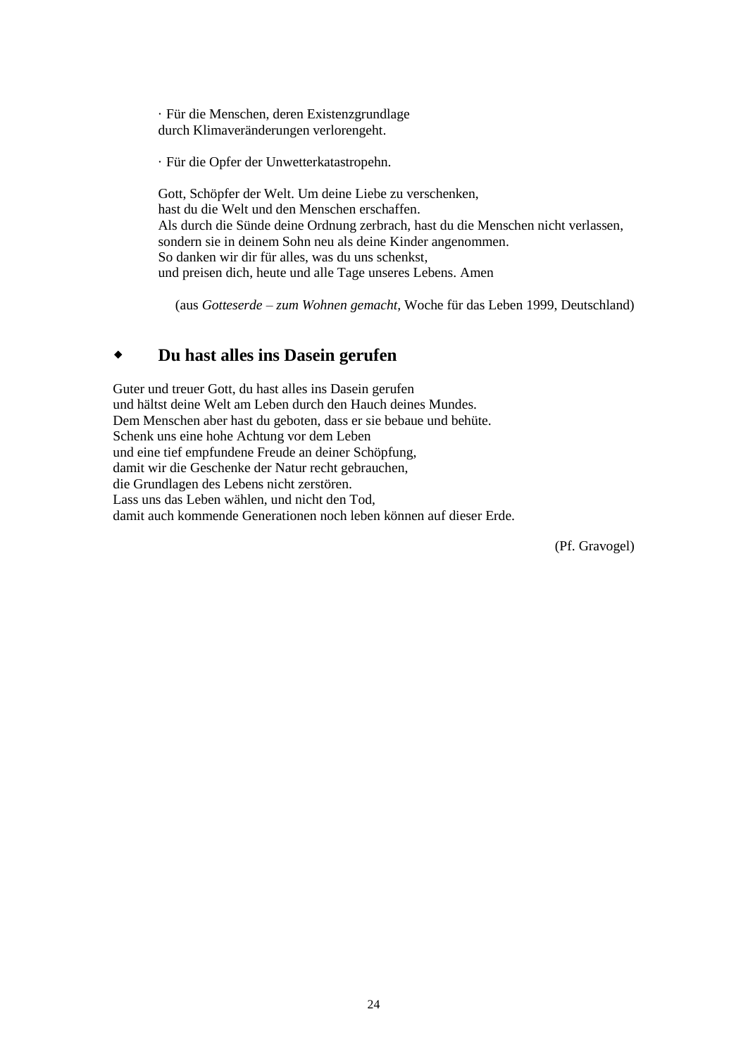· Für die Menschen, deren Existenzgrundlage
durch Klimaveränderungen verlorengeht.

· Für die Opfer der Unwetterkatastropehn.

Gott, Schöpfer der Welt. Um deine Liebe zu verschenken,
hast du die Welt und den Menschen erschaffen.
Als durch die Sünde deine Ordnung zerbrach, hast du die Menschen nicht verlassen,
sondern sie in deinem Sohn neu als deine Kinder angenommen.
So danken wir dir für alles, was du uns schenkst,
und preisen dich, heute und alle Tage unseres Lebens. Amen

(aus *Gotteserde – zum Wohnen gemacht*, Woche für das Leben 1999, Deutschland)

## ◆ Du hast alles ins Dasein gerufen

Guter und treuer Gott, du hast alles ins Dasein gerufen
und hältst deine Welt am Leben durch den Hauch deines Mundes.
Dem Menschen aber hast du geboten, dass er sie bebaue und behüte.
Schenk uns eine hohe Achtung vor dem Leben
und eine tief empfundene Freude an deiner Schöpfung,
damit wir die Geschenke der Natur recht gebrauchen,
die Grundlagen des Lebens nicht zerstören.
Lass uns das Leben wählen, und nicht den Tod,
damit auch kommende Generationen noch leben können auf dieser Erde.

(Pf. Gravogel)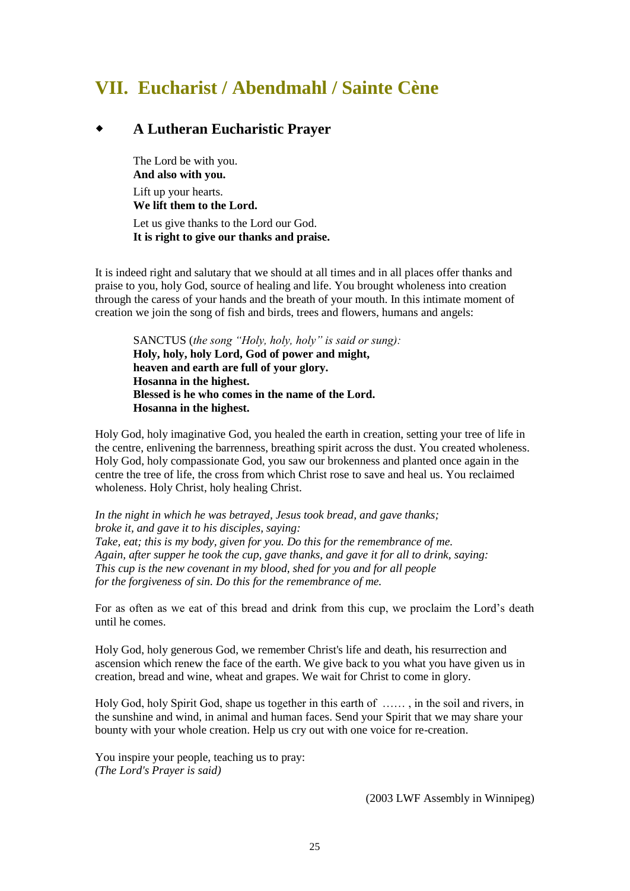# VII. Eucharist / Abendmahl / Sainte Cène

## ◆ A Lutheran Eucharistic Prayer

The Lord be with you.
**And also with you.**

Lift up your hearts.
**We lift them to the Lord.**

Let us give thanks to the Lord our God.
**It is right to give our thanks and praise.**

It is indeed right and salutary that we should at all times and in all places offer thanks and praise to you, holy God, source of healing and life. You brought wholeness into creation through the caress of your hands and the breath of your mouth. In this intimate moment of creation we join the song of fish and birds, trees and flowers, humans and angels:

SANCTUS (*the song "Holy, holy, holy" is said or sung):*
**Holy, holy, holy Lord, God of power and might,**
**heaven and earth are full of your glory.**
**Hosanna in the highest.**
**Blessed is he who comes in the name of the Lord.**
**Hosanna in the highest.**

Holy God, holy imaginative God, you healed the earth in creation, setting your tree of life in the centre, enlivening the barrenness, breathing spirit across the dust. You created wholeness. Holy God, holy compassionate God, you saw our brokenness and planted once again in the centre the tree of life, the cross from which Christ rose to save and heal us. You reclaimed wholeness. Holy Christ, holy healing Christ.

*In the night in which he was betrayed, Jesus took bread, and gave thanks;*
*broke it, and gave it to his disciples, saying:*
*Take, eat; this is my body, given for you. Do this for the remembrance of me.*
*Again, after supper he took the cup, gave thanks, and gave it for all to drink, saying:*
*This cup is the new covenant in my blood, shed for you and for all people*
*for the forgiveness of sin. Do this for the remembrance of me.*

For as often as we eat of this bread and drink from this cup, we proclaim the Lord's death until he comes.

Holy God, holy generous God, we remember Christ's life and death, his resurrection and ascension which renew the face of the earth. We give back to you what you have given us in creation, bread and wine, wheat and grapes. We wait for Christ to come in glory.

Holy God, holy Spirit God, shape us together in this earth of …… , in the soil and rivers, in the sunshine and wind, in animal and human faces. Send your Spirit that we may share your bounty with your whole creation. Help us cry out with one voice for re-creation.

You inspire your people, teaching us to pray:
*(The Lord's Prayer is said)*

(2003 LWF Assembly in Winnipeg)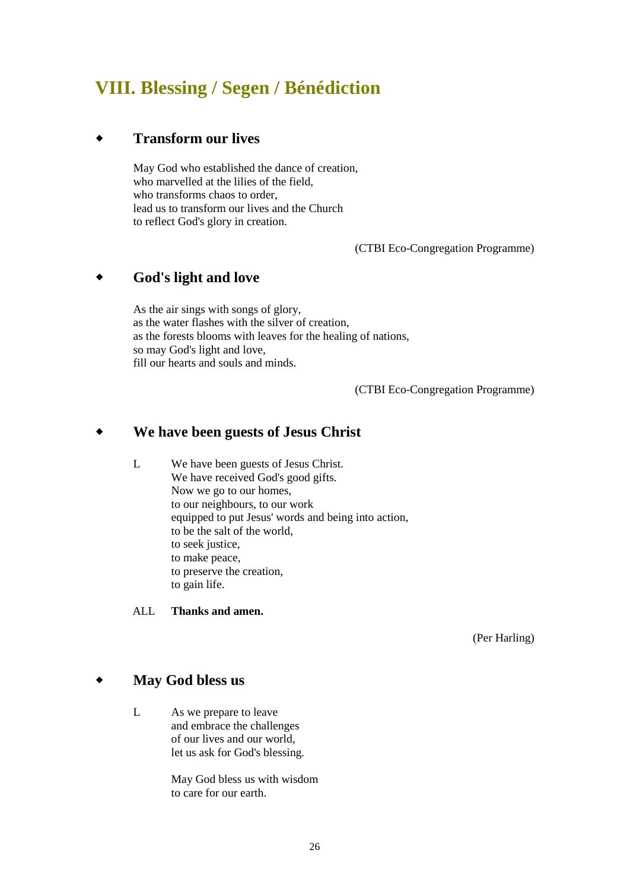## VIII. Blessing / Segen / Bénédiction

### ◆ Transform our lives

May God who established the dance of creation,
who marvelled at the lilies of the field,
who transforms chaos to order,
lead us to transform our lives and the Church
to reflect God's glory in creation.

(CTBI Eco-Congregation Programme)

### ◆ God's light and love

As the air sings with songs of glory,
as the water flashes with the silver of creation,
as the forests blooms with leaves for the healing of nations,
so may God's light and love,
fill our hearts and souls and minds.

(CTBI Eco-Congregation Programme)

### ◆ We have been guests of Jesus Christ

L We have been guests of Jesus Christ.
We have received God's good gifts.
Now we go to our homes,
to our neighbours, to our work
equipped to put Jesus' words and being into action,
to be the salt of the world,
to seek justice,
to make peace,
to preserve the creation,
to gain life.

ALL **Thanks and amen.**

(Per Harling)

### ◆ May God bless us

L As we prepare to leave
and embrace the challenges
of our lives and our world,
let us ask for God's blessing.

May God bless us with wisdom
to care for our earth.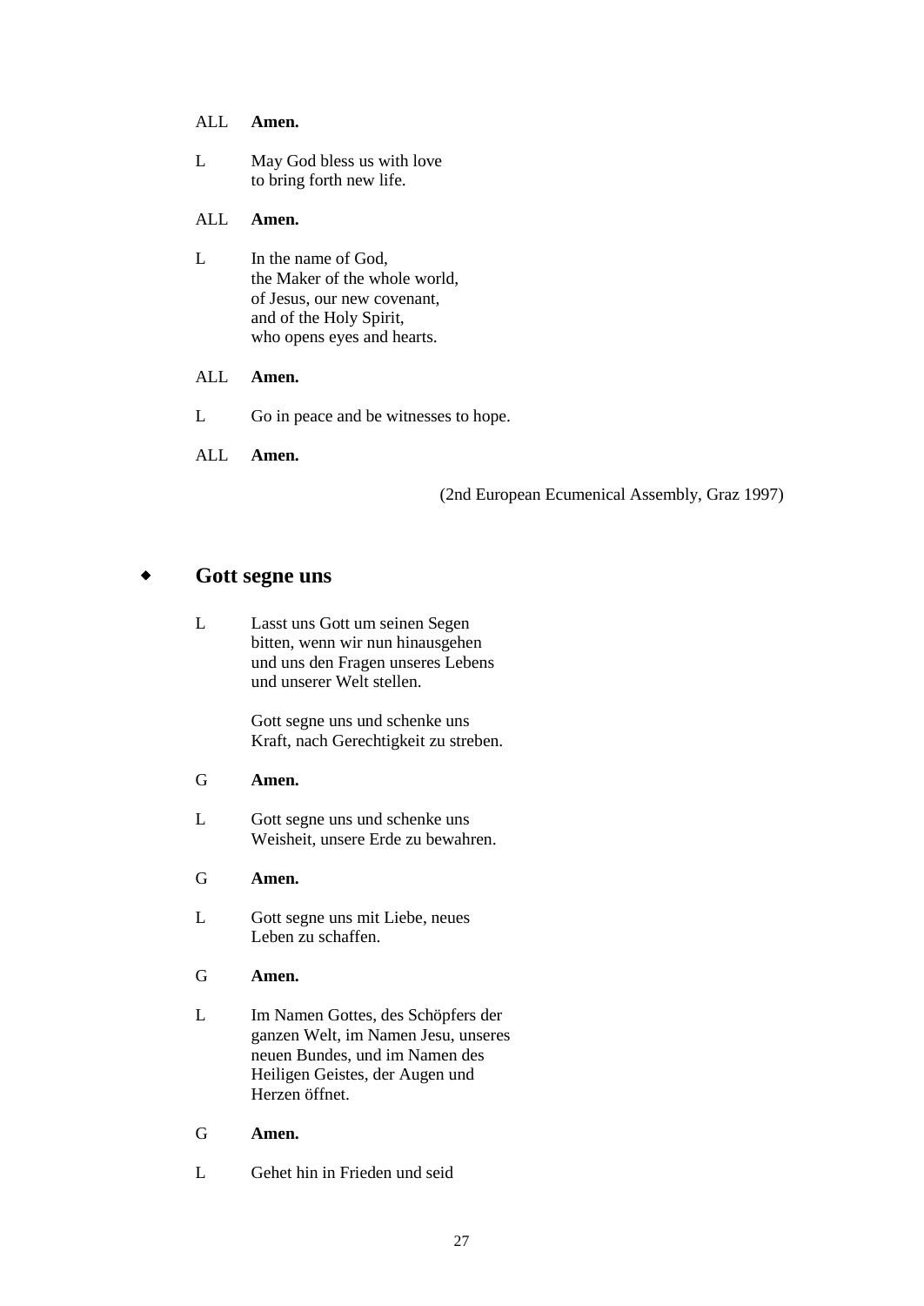ALL **Amen.**

L May God bless us with love
to bring forth new life.

ALL **Amen.**

L In the name of God,
the Maker of the whole world,
of Jesus, our new covenant,
and of the Holy Spirit,
who opens eyes and hearts.

ALL **Amen.**

L Go in peace and be witnesses to hope.

ALL **Amen.**

(2nd European Ecumenical Assembly, Graz 1997)

## Gott segne uns

L Lasst uns Gott um seinen Segen
bitten, wenn wir nun hinausgehen
und uns den Fragen unseres Lebens
und unserer Welt stellen.

Gott segne uns und schenke uns
Kraft, nach Gerechtigkeit zu streben.

G **Amen.**

L Gott segne uns und schenke uns
Weisheit, unsere Erde zu bewahren.

G **Amen.**

L Gott segne uns mit Liebe, neues
Leben zu schaffen.

G **Amen.**

L Im Namen Gottes, des Schöpfers der
ganzen Welt, im Namen Jesu, unseres
neuen Bundes, und im Namen des
Heiligen Geistes, der Augen und
Herzen öffnet.

G **Amen.**

L Gehet hin in Frieden und seid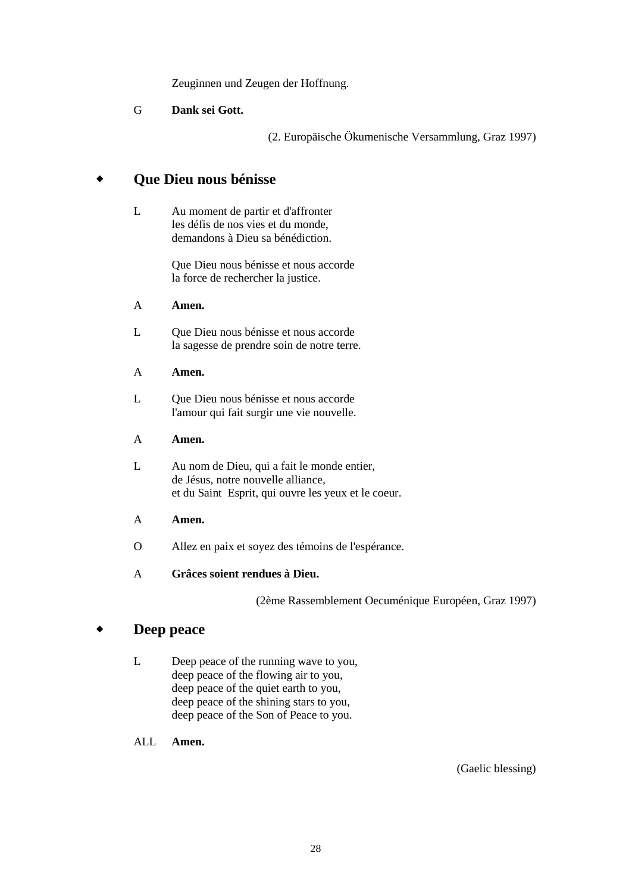Zeuginnen und Zeugen der Hoffnung.

G **Dank sei Gott.**

(2. Europäische Ökumenische Versammlung, Graz 1997)

## Que Dieu nous bénisse

L Au moment de partir et d'affronter
les défis de nos vies et du monde,
demandons à Dieu sa bénédiction.

Que Dieu nous bénisse et nous accorde
la force de rechercher la justice.

A **Amen.**

L Que Dieu nous bénisse et nous accorde
la sagesse de prendre soin de notre terre.

A **Amen.**

L Que Dieu nous bénisse et nous accorde
l'amour qui fait surgir une vie nouvelle.

A **Amen.**

L Au nom de Dieu, qui a fait le monde entier,
de Jésus, notre nouvelle alliance,
et du Saint Esprit, qui ouvre les yeux et le coeur.

A **Amen.**

O Allez en paix et soyez des témoins de l'espérance.

A **Grâces soient rendues à Dieu.**

(2ème Rassemblement Oecuménique Européen, Graz 1997)

## Deep peace

L Deep peace of the running wave to you,
deep peace of the flowing air to you,
deep peace of the quiet earth to you,
deep peace of the shining stars to you,
deep peace of the Son of Peace to you.

ALL **Amen.**

(Gaelic blessing)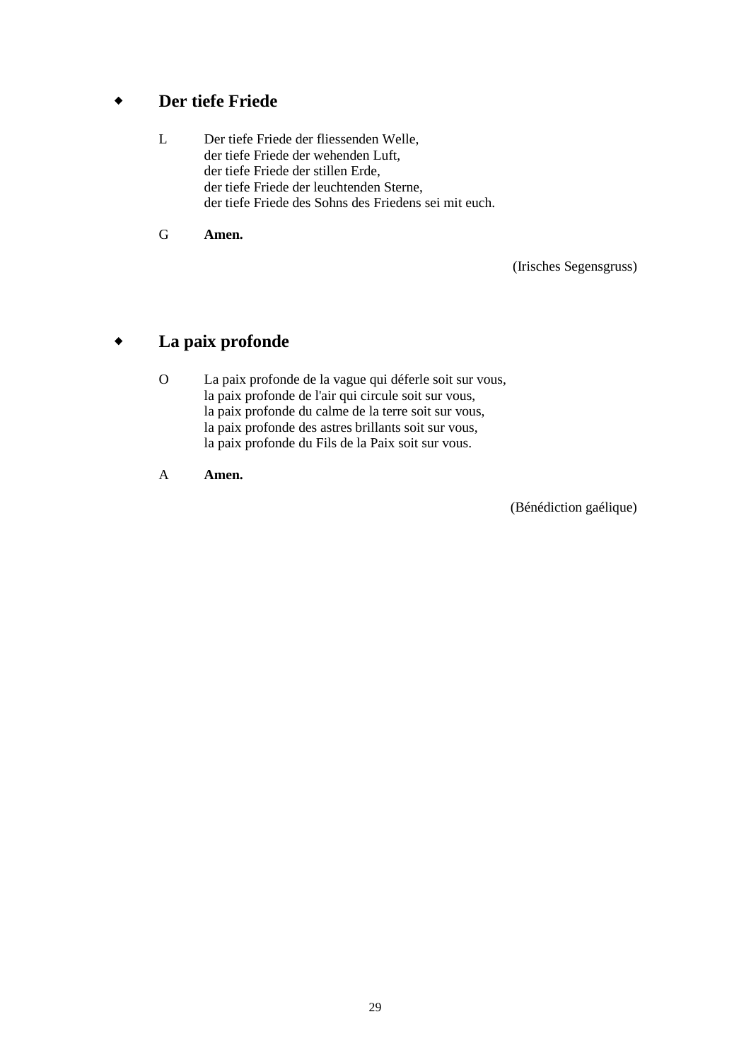## ◆ Der tiefe Friede

L Der tiefe Friede der fliessenden Welle,
der tiefe Friede der wehenden Luft,
der tiefe Friede der stillen Erde,
der tiefe Friede der leuchtenden Sterne,
der tiefe Friede des Sohns des Friedens sei mit euch.

G **Amen.**

(Irisches Segensgruss)

## ◆ La paix profonde

O La paix profonde de la vague qui déferle soit sur vous,
la paix profonde de l'air qui circule soit sur vous,
la paix profonde du calme de la terre soit sur vous,
la paix profonde des astres brillants soit sur vous,
la paix profonde du Fils de la Paix soit sur vous.

A **Amen.**

(Bénédiction gaélique)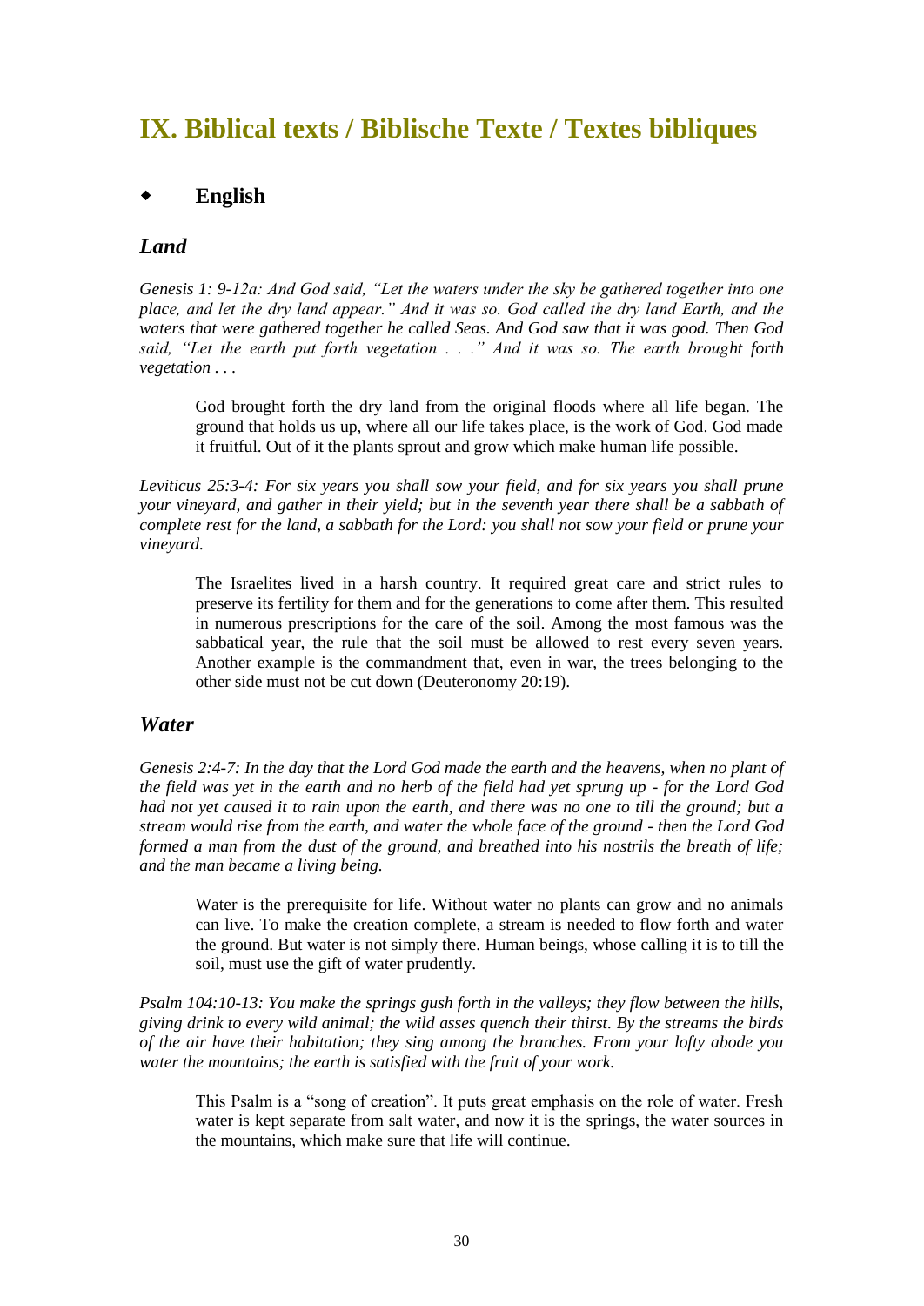# IX. Biblical texts / Biblische Texte / Textes bibliques

- ## English

### *Land*

*Genesis 1: 9-12a: And God said, "Let the waters under the sky be gathered together into one place, and let the dry land appear." And it was so. God called the dry land Earth, and the waters that were gathered together he called Seas. And God saw that it was good. Then God said, "Let the earth put forth vegetation . . ." And it was so. The earth brought forth vegetation . . .*

> God brought forth the dry land from the original floods where all life began. The ground that holds us up, where all our life takes place, is the work of God. God made it fruitful. Out of it the plants sprout and grow which make human life possible.

*Leviticus 25:3-4: For six years you shall sow your field, and for six years you shall prune your vineyard, and gather in their yield; but in the seventh year there shall be a sabbath of complete rest for the land, a sabbath for the Lord: you shall not sow your field or prune your vineyard.*

> The Israelites lived in a harsh country. It required great care and strict rules to preserve its fertility for them and for the generations to come after them. This resulted in numerous prescriptions for the care of the soil. Among the most famous was the sabbatical year, the rule that the soil must be allowed to rest every seven years. Another example is the commandment that, even in war, the trees belonging to the other side must not be cut down (Deuteronomy 20:19).

### *Water*

*Genesis 2:4-7: In the day that the Lord God made the earth and the heavens, when no plant of the field was yet in the earth and no herb of the field had yet sprung up - for the Lord God had not yet caused it to rain upon the earth, and there was no one to till the ground; but a stream would rise from the earth, and water the whole face of the ground - then the Lord God formed a man from the dust of the ground, and breathed into his nostrils the breath of life; and the man became a living being.*

> Water is the prerequisite for life. Without water no plants can grow and no animals can live. To make the creation complete, a stream is needed to flow forth and water the ground. But water is not simply there. Human beings, whose calling it is to till the soil, must use the gift of water prudently.

*Psalm 104:10-13: You make the springs gush forth in the valleys; they flow between the hills, giving drink to every wild animal; the wild asses quench their thirst. By the streams the birds of the air have their habitation; they sing among the branches. From your lofty abode you water the mountains; the earth is satisfied with the fruit of your work.*

> This Psalm is a "song of creation". It puts great emphasis on the role of water. Fresh water is kept separate from salt water, and now it is the springs, the water sources in the mountains, which make sure that life will continue.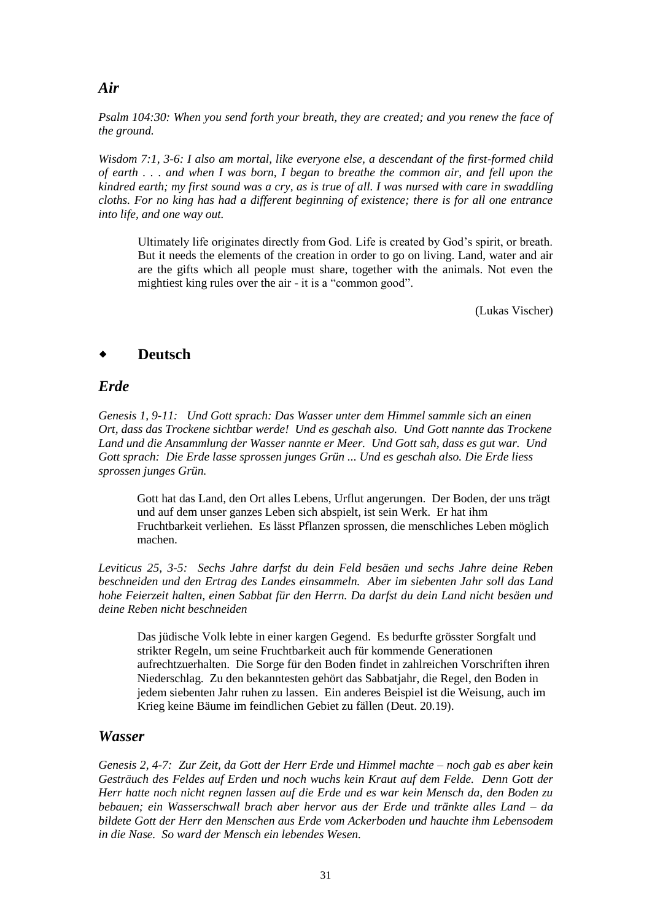### *Air*

*Psalm 104:30: When you send forth your breath, they are created; and you renew the face of the ground.*

*Wisdom 7:1, 3-6: I also am mortal, like everyone else, a descendant of the first-formed child of earth . . . and when I was born, I began to breathe the common air, and fell upon the kindred earth; my first sound was a cry, as is true of all. I was nursed with care in swaddling cloths. For no king has had a different beginning of existence; there is for all one entrance into life, and one way out.*

> Ultimately life originates directly from God. Life is created by God's spirit, or breath. But it needs the elements of the creation in order to go on living. Land, water and air are the gifts which all people must share, together with the animals. Not even the mightiest king rules over the air - it is a "common good".
>
> (Lukas Vischer)

## ◆ Deutsch

### *Erde*

*Genesis 1, 9-11: Und Gott sprach: Das Wasser unter dem Himmel sammle sich an einen Ort, dass das Trockene sichtbar werde! Und es geschah also. Und Gott nannte das Trockene Land und die Ansammlung der Wasser nannte er Meer. Und Gott sah, dass es gut war. Und Gott sprach: Die Erde lasse sprossen junges Grün ... Und es geschah also. Die Erde liess sprossen junges Grün.*

> Gott hat das Land, den Ort alles Lebens, Urflut angerungen. Der Boden, der uns trägt und auf dem unser ganzes Leben sich abspielt, ist sein Werk. Er hat ihm Fruchtbarkeit verliehen. Es lässt Pflanzen sprossen, die menschliches Leben möglich machen.

*Leviticus 25, 3-5: Sechs Jahre darfst du dein Feld besäen und sechs Jahre deine Reben beschneiden und den Ertrag des Landes einsammeln. Aber im siebenten Jahr soll das Land hohe Feierzeit halten, einen Sabbat für den Herrn. Da darfst du dein Land nicht besäen und deine Reben nicht beschneiden*

> Das jüdische Volk lebte in einer kargen Gegend. Es bedurfte grösster Sorgfalt und strikter Regeln, um seine Fruchtbarkeit auch für kommende Generationen aufrechtzuerhalten. Die Sorge für den Boden findet in zahlreichen Vorschriften ihren Niederschlag. Zu den bekanntesten gehört das Sabbatjahr, die Regel, den Boden in jedem siebenten Jahr ruhen zu lassen. Ein anderes Beispiel ist die Weisung, auch im Krieg keine Bäume im feindlichen Gebiet zu fällen (Deut. 20.19).

### *Wasser*

*Genesis 2, 4-7: Zur Zeit, da Gott der Herr Erde und Himmel machte – noch gab es aber kein Gesträuch des Feldes auf Erden und noch wuchs kein Kraut auf dem Felde. Denn Gott der Herr hatte noch nicht regnen lassen auf die Erde und es war kein Mensch da, den Boden zu bebauen; ein Wasserschwall brach aber hervor aus der Erde und tränkte alles Land – da bildete Gott der Herr den Menschen aus Erde vom Ackerboden und hauchte ihm Lebensodem in die Nase. So ward der Mensch ein lebendes Wesen.*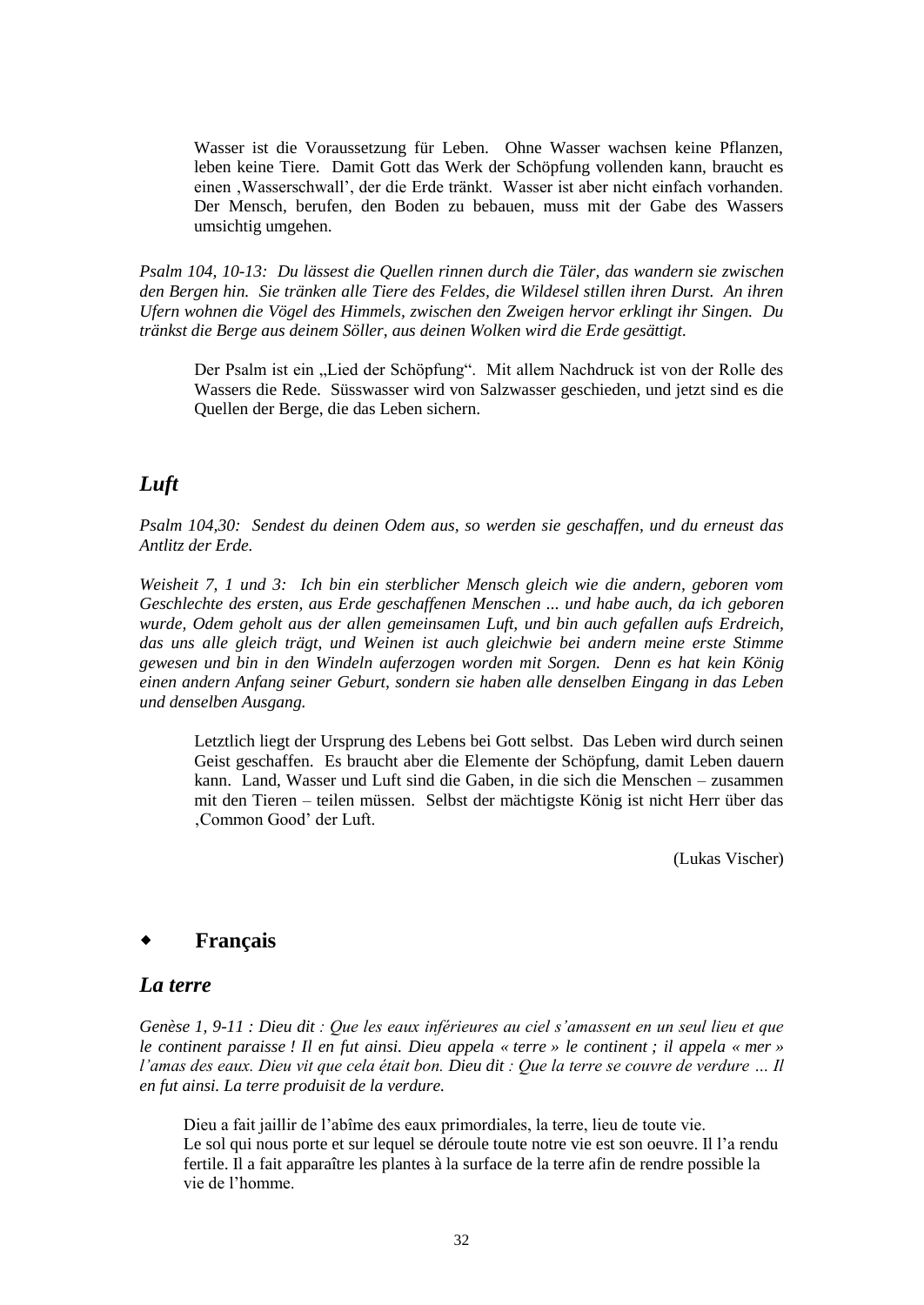Wasser ist die Voraussetzung für Leben. Ohne Wasser wachsen keine Pflanzen, leben keine Tiere. Damit Gott das Werk der Schöpfung vollenden kann, braucht es einen ‚Wasserschwall', der die Erde tränkt. Wasser ist aber nicht einfach vorhanden. Der Mensch, berufen, den Boden zu bebauen, muss mit der Gabe des Wassers umsichtig umgehen.

*Psalm 104, 10-13: Du lässest die Quellen rinnen durch die Täler, das wandern sie zwischen den Bergen hin. Sie tränken alle Tiere des Feldes, die Wildesel stillen ihren Durst. An ihren Ufern wohnen die Vögel des Himmels, zwischen den Zweigen hervor erklingt ihr Singen. Du tränkst die Berge aus deinem Söller, aus deinen Wolken wird die Erde gesättigt.*

Der Psalm ist ein „Lied der Schöpfung". Mit allem Nachdruck ist von der Rolle des Wassers die Rede. Süsswasser wird von Salzwasser geschieden, und jetzt sind es die Quellen der Berge, die das Leben sichern.

## *Luft*

*Psalm 104,30: Sendest du deinen Odem aus, so werden sie geschaffen, und du erneust das Antlitz der Erde.*

*Weisheit 7, 1 und 3: Ich bin ein sterblicher Mensch gleich wie die andern, geboren vom Geschlechte des ersten, aus Erde geschaffenen Menschen ... und habe auch, da ich geboren wurde, Odem geholt aus der allen gemeinsamen Luft, und bin auch gefallen aufs Erdreich, das uns alle gleich trägt, und Weinen ist auch gleichwie bei andern meine erste Stimme gewesen und bin in den Windeln auferzogen worden mit Sorgen. Denn es hat kein König einen andern Anfang seiner Geburt, sondern sie haben alle denselben Eingang in das Leben und denselben Ausgang.*

Letztlich liegt der Ursprung des Lebens bei Gott selbst. Das Leben wird durch seinen Geist geschaffen. Es braucht aber die Elemente der Schöpfung, damit Leben dauern kann. Land, Wasser und Luft sind die Gaben, in die sich die Menschen – zusammen mit den Tieren – teilen müssen. Selbst der mächtigste König ist nicht Herr über das ‚Common Good' der Luft.

(Lukas Vischer)

## ◆ **Français**

## *La terre*

*Genèse 1, 9-11 : Dieu dit : Que les eaux inférieures au ciel s'amassent en un seul lieu et que le continent paraisse ! Il en fut ainsi. Dieu appela « terre » le continent ; il appela « mer » l'amas des eaux. Dieu vit que cela était bon. Dieu dit : Que la terre se couvre de verdure … Il en fut ainsi. La terre produisit de la verdure.*

Dieu a fait jaillir de l'abîme des eaux primordiales, la terre, lieu de toute vie.
Le sol qui nous porte et sur lequel se déroule toute notre vie est son oeuvre. Il l'a rendu fertile. Il a fait apparaître les plantes à la surface de la terre afin de rendre possible la vie de l'homme.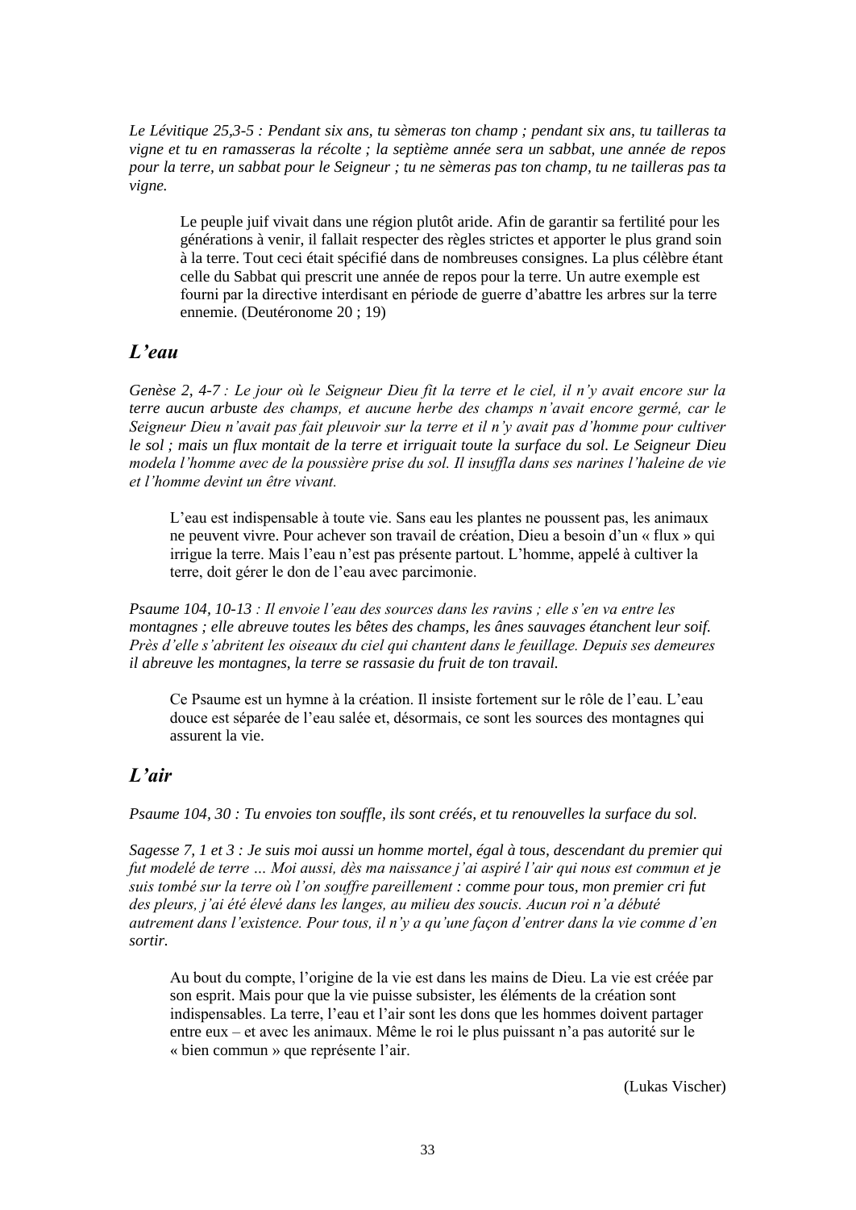*Le Lévitique 25,3-5 : Pendant six ans, tu sèmeras ton champ ; pendant six ans, tu tailleras ta vigne et tu en ramasseras la récolte ; la septième année sera un sabbat, une année de repos pour la terre, un sabbat pour le Seigneur ; tu ne sèmeras pas ton champ, tu ne tailleras pas ta vigne.*

> Le peuple juif vivait dans une région plutôt aride. Afin de garantir sa fertilité pour les générations à venir, il fallait respecter des règles strictes et apporter le plus grand soin à la terre. Tout ceci était spécifié dans de nombreuses consignes. La plus célèbre étant celle du Sabbat qui prescrit une année de repos pour la terre. Un autre exemple est fourni par la directive interdisant en période de guerre d'abattre les arbres sur la terre ennemie. (Deutéronome 20 ; 19)

## *L'eau*

*Genèse 2, 4-7 : Le jour où le Seigneur Dieu fit la terre et le ciel, il n'y avait encore sur la terre aucun arbuste des champs, et aucune herbe des champs n'avait encore germé, car le Seigneur Dieu n'avait pas fait pleuvoir sur la terre et il n'y avait pas d'homme pour cultiver le sol ; mais un flux montait de la terre et irriguait toute la surface du sol. Le Seigneur Dieu modela l'homme avec de la poussière prise du sol. Il insuffla dans ses narines l'haleine de vie et l'homme devint un être vivant.*

> L'eau est indispensable à toute vie. Sans eau les plantes ne poussent pas, les animaux ne peuvent vivre. Pour achever son travail de création, Dieu a besoin d'un « flux » qui irrigue la terre. Mais l'eau n'est pas présente partout. L'homme, appelé à cultiver la terre, doit gérer le don de l'eau avec parcimonie.

*Psaume 104, 10-13 : Il envoie l'eau des sources dans les ravins ; elle s'en va entre les montagnes ; elle abreuve toutes les bêtes des champs, les ânes sauvages étanchent leur soif. Près d'elle s'abritent les oiseaux du ciel qui chantent dans le feuillage. Depuis ses demeures il abreuve les montagnes, la terre se rassasie du fruit de ton travail.*

> Ce Psaume est un hymne à la création. Il insiste fortement sur le rôle de l'eau. L'eau douce est séparée de l'eau salée et, désormais, ce sont les sources des montagnes qui assurent la vie.

## *L'air*

*Psaume 104, 30 : Tu envoies ton souffle, ils sont créés, et tu renouvelles la surface du sol.*

*Sagesse 7, 1 et 3 : Je suis moi aussi un homme mortel, égal à tous, descendant du premier qui fut modelé de terre … Moi aussi, dès ma naissance j'ai aspiré l'air qui nous est commun et je suis tombé sur la terre où l'on souffre pareillement : comme pour tous, mon premier cri fut des pleurs, j'ai été élevé dans les langes, au milieu des soucis. Aucun roi n'a débuté autrement dans l'existence. Pour tous, il n'y a qu'une façon d'entrer dans la vie comme d'en sortir.*

> Au bout du compte, l'origine de la vie est dans les mains de Dieu. La vie est créée par son esprit. Mais pour que la vie puisse subsister, les éléments de la création sont indispensables. La terre, l'eau et l'air sont les dons que les hommes doivent partager entre eux – et avec les animaux. Même le roi le plus puissant n'a pas autorité sur le « bien commun » que représente l'air.

(Lukas Vischer)